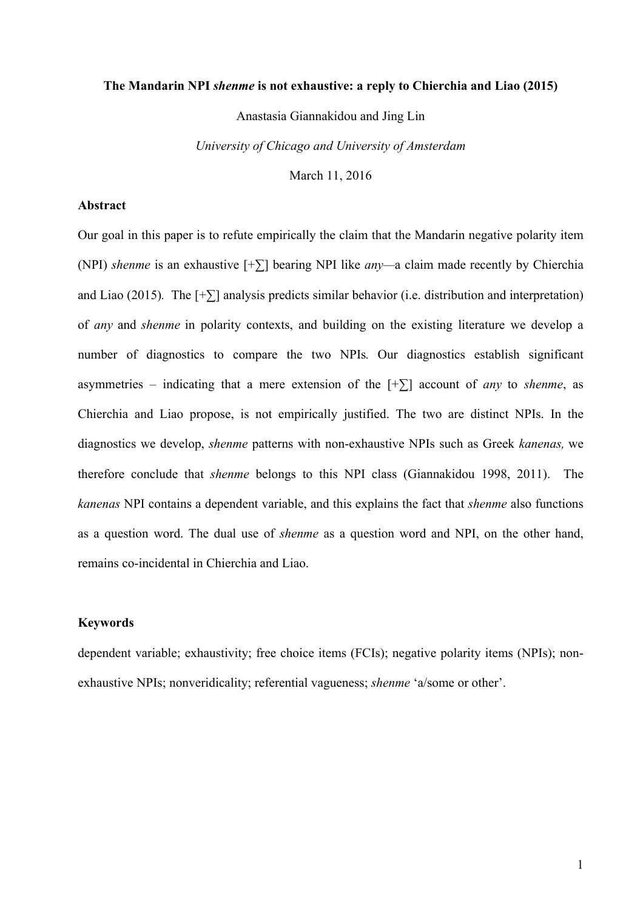**The Mandarin NPI *shenme* is not exhaustive: a reply to Chierchia and Liao (2015)**

Anastasia Giannakidou and Jing Lin

*University of Chicago and University of Amsterdam*

March 11, 2016

**Abstract**

Our goal in this paper is to refute empirically the claim that the Mandarin negative polarity item (NPI) *shenme* is an exhaustive [+∑] bearing NPI like *any*—a claim made recently by Chierchia and Liao (2015). The [+∑] analysis predicts similar behavior (i.e. distribution and interpretation) of *any* and *shenme* in polarity contexts, and building on the existing literature we develop a number of diagnostics to compare the two NPIs. Our diagnostics establish significant asymmetries – indicating that a mere extension of the [+∑] account of *any* to *shenme*, as Chierchia and Liao propose, is not empirically justified. The two are distinct NPIs. In the diagnostics we develop, *shenme* patterns with non-exhaustive NPIs such as Greek *kanenas,* we therefore conclude that *shenme* belongs to this NPI class (Giannakidou 1998, 2011). The *kanenas* NPI contains a dependent variable, and this explains the fact that *shenme* also functions as a question word. The dual use of *shenme* as a question word and NPI, on the other hand, remains co-incidental in Chierchia and Liao.

**Keywords**

dependent variable; exhaustivity; free choice items (FCIs); negative polarity items (NPIs); non-exhaustive NPIs; nonveridicality; referential vagueness; *shenme* 'a/some or other'.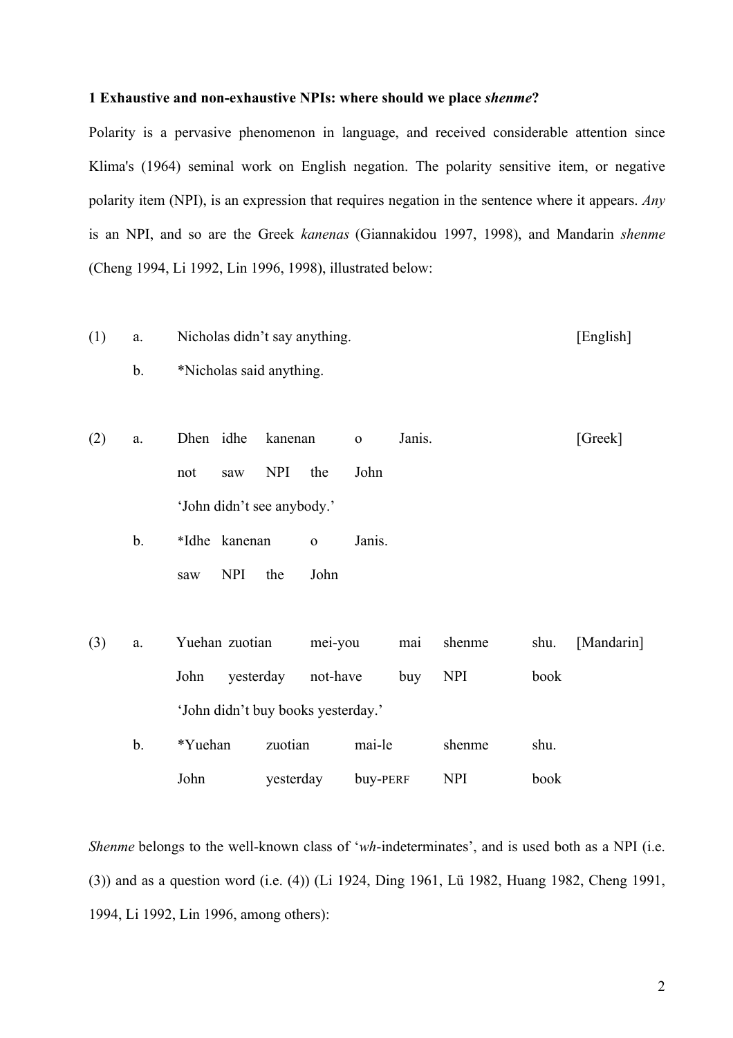**1 Exhaustive and non-exhaustive NPIs: where should we place *shenme*?**

Polarity is a pervasive phenomenon in language, and received considerable attention since Klima's (1964) seminal work on English negation. The polarity sensitive item, or negative polarity item (NPI), is an expression that requires negation in the sentence where it appears. *Any* is an NPI, and so are the Greek *kanenas* (Giannakidou 1997, 1998), and Mandarin *shenme* (Cheng 1994, Li 1992, Lin 1996, 1998), illustrated below:

(1) a. Nicholas didn't say anything. [English]

b. *Nicholas said anything.

(2) a. Dhen idhe kanenan o Janis. [Greek]

not saw NPI the John

'John didn't see anybody.'

b. *Idhe kanenan o Janis.

saw NPI the John

(3) a. Yuehan zuotian mei-you mai shenme shu. [Mandarin]

John yesterday not-have buy NPI book

'John didn't buy books yesterday.'

b. *Yuehan zuotian mai-le shenme shu.

John yesterday buy-PERF NPI book

*Shenme* belongs to the well-known class of '*wh*-indeterminates', and is used both as a NPI (i.e. (3)) and as a question word (i.e. (4)) (Li 1924, Ding 1961, Lü 1982, Huang 1982, Cheng 1991, 1994, Li 1992, Lin 1996, among others):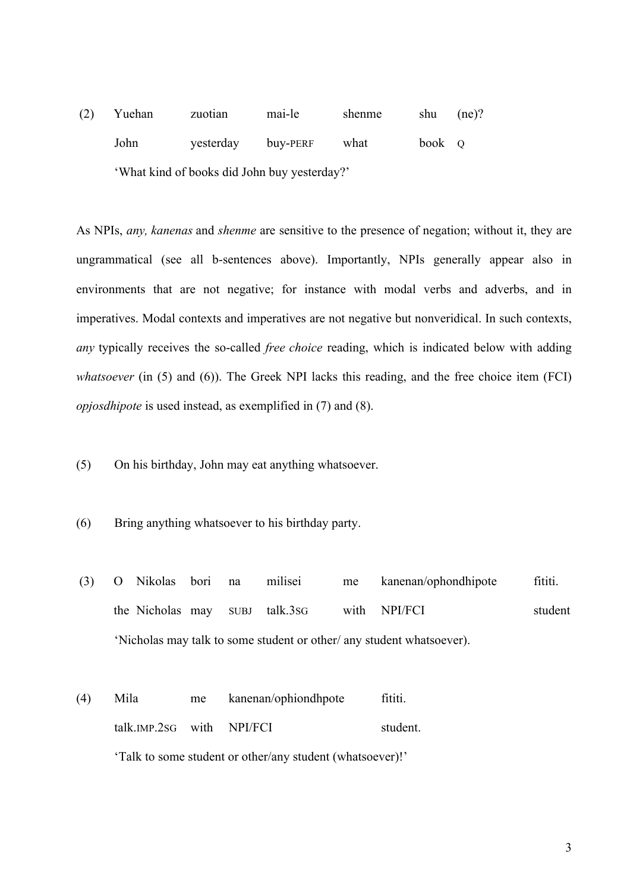(2) Yuehan zuotian mai-le shenme shu (ne)?
John yesterday buy-PERF what book Q
'What kind of books did John buy yesterday?'

As NPIs, *any, kanenas* and *shenme* are sensitive to the presence of negation; without it, they are ungrammatical (see all b-sentences above). Importantly, NPIs generally appear also in environments that are not negative; for instance with modal verbs and adverbs, and in imperatives. Modal contexts and imperatives are not negative but nonveridical. In such contexts, *any* typically receives the so-called *free choice* reading, which is indicated below with adding *whatsoever* (in (5) and (6)). The Greek NPI lacks this reading, and the free choice item (FCI) *opjosdhipote* is used instead, as exemplified in (7) and (8).

(5) On his birthday, John may eat anything whatsoever.

(6) Bring anything whatsoever to his birthday party.

(3) O Nikolas bori na milisei me kanenan/ophondhipote fititi.
the Nicholas may SUBJ talk.3SG with NPI/FCI student
'Nicholas may talk to some student or other/ any student whatsoever).

(4) Mila me kanenan/ophiondhpote fititi.
talk.IMP.2SG with NPI/FCI student.
'Talk to some student or other/any student (whatsoever)!'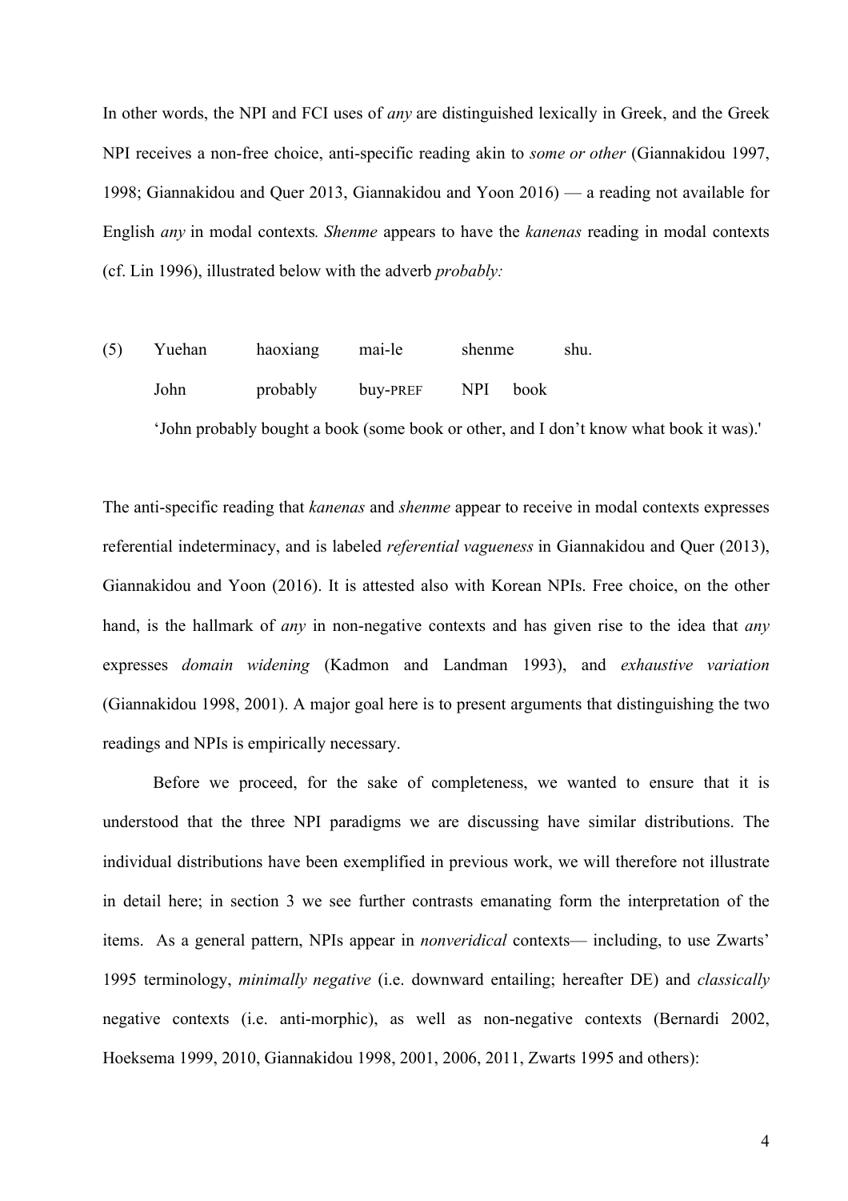In other words, the NPI and FCI uses of *any* are distinguished lexically in Greek, and the Greek NPI receives a non-free choice, anti-specific reading akin to *some or other* (Giannakidou 1997, 1998; Giannakidou and Quer 2013, Giannakidou and Yoon 2016) — a reading not available for English *any* in modal contexts*. Shenme* appears to have the *kanenas* reading in modal contexts (cf. Lin 1996), illustrated below with the adverb *probably:*

(5) Yuehan haoxiang mai-le shenme shu.
    John probably buy-PREF NPI book
    'John probably bought a book (some book or other, and I don't know what book it was).'

The anti-specific reading that *kanenas* and *shenme* appear to receive in modal contexts expresses referential indeterminacy, and is labeled *referential vagueness* in Giannakidou and Quer (2013), Giannakidou and Yoon (2016). It is attested also with Korean NPIs. Free choice, on the other hand, is the hallmark of *any* in non-negative contexts and has given rise to the idea that *any* expresses *domain widening* (Kadmon and Landman 1993), and *exhaustive variation* (Giannakidou 1998, 2001). A major goal here is to present arguments that distinguishing the two readings and NPIs is empirically necessary.

Before we proceed, for the sake of completeness, we wanted to ensure that it is understood that the three NPI paradigms we are discussing have similar distributions. The individual distributions have been exemplified in previous work, we will therefore not illustrate in detail here; in section 3 we see further contrasts emanating form the interpretation of the items. As a general pattern, NPIs appear in *nonveridical* contexts— including, to use Zwarts' 1995 terminology, *minimally negative* (i.e. downward entailing; hereafter DE) and *classically* negative contexts (i.e. anti-morphic), as well as non-negative contexts (Bernardi 2002, Hoeksema 1999, 2010, Giannakidou 1998, 2001, 2006, 2011, Zwarts 1995 and others):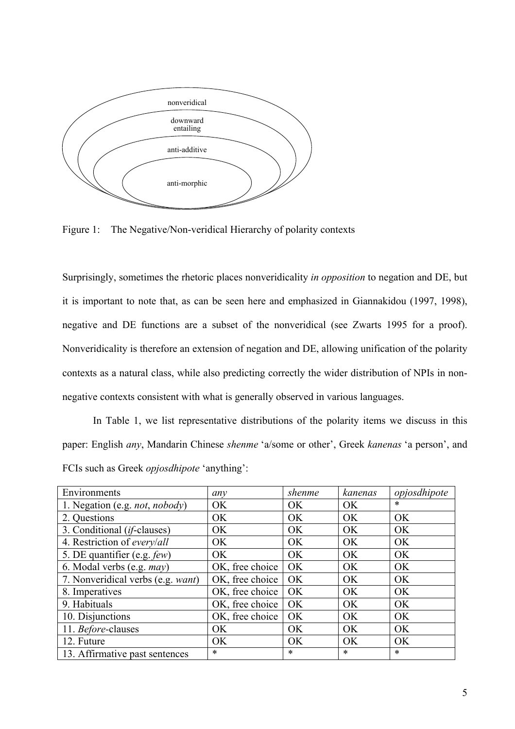nonveridical

downward entailing

anti-additive

anti-morphic

Figure 1: The Negative/Non-veridical Hierarchy of polarity contexts

Surprisingly, sometimes the rhetoric places nonveridicality *in opposition* to negation and DE, but it is important to note that, as can be seen here and emphasized in Giannakidou (1997, 1998), negative and DE functions are a subset of the nonveridical (see Zwarts 1995 for a proof). Nonveridicality is therefore an extension of negation and DE, allowing unification of the polarity contexts as a natural class, while also predicting correctly the wider distribution of NPIs in non-negative contexts consistent with what is generally observed in various languages.

In Table 1, we list representative distributions of the polarity items we discuss in this paper: English *any*, Mandarin Chinese *shenme* 'a/some or other', Greek *kanenas* 'a person', and FCIs such as Greek *opjosdhipote* 'anything':

| Environments | *any* | *shenme* | *kanenas* | *opjosdhipote* |
|---|---|---|---|---|
| 1. Negation (e.g. *not*, *nobody*) | OK | OK | OK | * |
| 2. Questions | OK | OK | OK | OK |
| 3. Conditional (*if*-clauses) | OK | OK | OK | OK |
| 4. Restriction of *every*/*all* | OK | OK | OK | OK |
| 5. DE quantifier (e.g. *few*) | OK | OK | OK | OK |
| 6. Modal verbs (e.g. *may*) | OK, free choice | OK | OK | OK |
| 7. Nonveridical verbs (e.g. *want*) | OK, free choice | OK | OK | OK |
| 8. Imperatives | OK, free choice | OK | OK | OK |
| 9. Habituals | OK, free choice | OK | OK | OK |
| 10. Disjunctions | OK, free choice | OK | OK | OK |
| 11. *Before*-clauses | OK | OK | OK | OK |
| 12. Future | OK | OK | OK | OK |
| 13. Affirmative past sentences | * | * | * | * |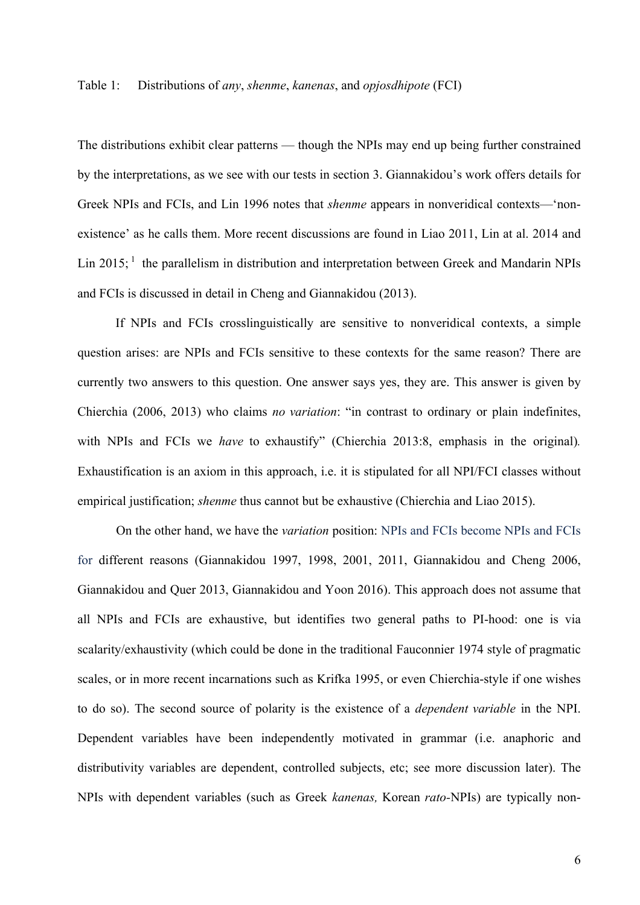Table 1: Distributions of *any*, *shenme*, *kanenas*, and *opjosdhipote* (FCI)

The distributions exhibit clear patterns — though the NPIs may end up being further constrained by the interpretations, as we see with our tests in section 3. Giannakidou's work offers details for Greek NPIs and FCIs, and Lin 1996 notes that *shenme* appears in nonveridical contexts—'non-existence' as he calls them. More recent discussions are found in Liao 2011, Lin at al. 2014 and Lin 2015; [1] the parallelism in distribution and interpretation between Greek and Mandarin NPIs and FCIs is discussed in detail in Cheng and Giannakidou (2013).

If NPIs and FCIs crosslinguistically are sensitive to nonveridical contexts, a simple question arises: are NPIs and FCIs sensitive to these contexts for the same reason? There are currently two answers to this question. One answer says yes, they are. This answer is given by Chierchia (2006, 2013) who claims *no variation*: "in contrast to ordinary or plain indefinites, with NPIs and FCIs we *have* to exhaustify" (Chierchia 2013:8, emphasis in the original). Exhaustification is an axiom in this approach, i.e. it is stipulated for all NPI/FCI classes without empirical justification; *shenme* thus cannot but be exhaustive (Chierchia and Liao 2015).

On the other hand, we have the *variation* position: NPIs and FCIs become NPIs and FCIs for different reasons (Giannakidou 1997, 1998, 2001, 2011, Giannakidou and Cheng 2006, Giannakidou and Quer 2013, Giannakidou and Yoon 2016). This approach does not assume that all NPIs and FCIs are exhaustive, but identifies two general paths to PI-hood: one is via scalarity/exhaustivity (which could be done in the traditional Fauconnier 1974 style of pragmatic scales, or in more recent incarnations such as Krifka 1995, or even Chierchia-style if one wishes to do so). The second source of polarity is the existence of a *dependent variable* in the NPI. Dependent variables have been independently motivated in grammar (i.e. anaphoric and distributivity variables are dependent, controlled subjects, etc; see more discussion later). The NPIs with dependent variables (such as Greek *kanenas,* Korean *rato*-NPIs) are typically non-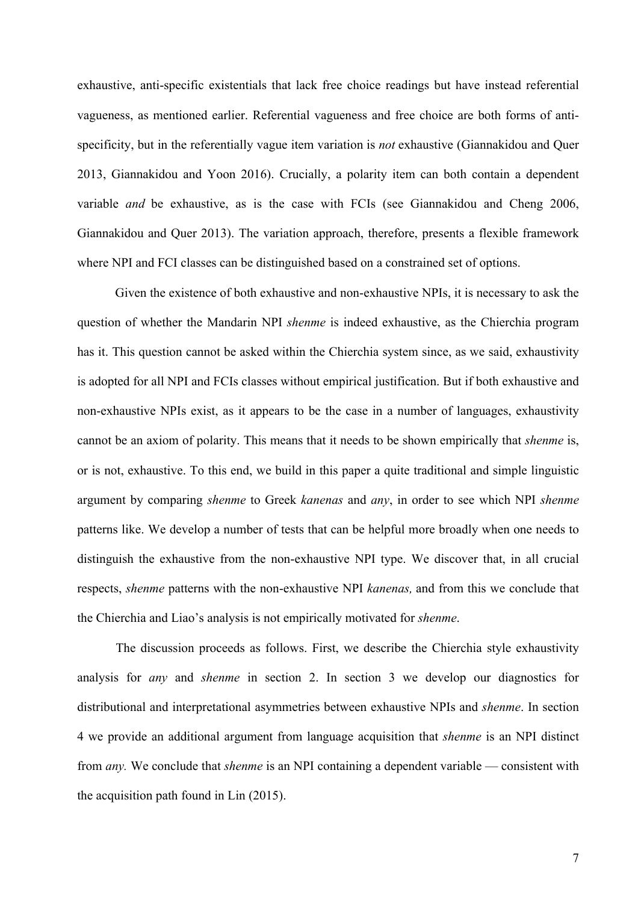exhaustive, anti-specific existentials that lack free choice readings but have instead referential vagueness, as mentioned earlier. Referential vagueness and free choice are both forms of anti-specificity, but in the referentially vague item variation is *not* exhaustive (Giannakidou and Quer 2013, Giannakidou and Yoon 2016). Crucially, a polarity item can both contain a dependent variable *and* be exhaustive, as is the case with FCIs (see Giannakidou and Cheng 2006, Giannakidou and Quer 2013). The variation approach, therefore, presents a flexible framework where NPI and FCI classes can be distinguished based on a constrained set of options.

Given the existence of both exhaustive and non-exhaustive NPIs, it is necessary to ask the question of whether the Mandarin NPI *shenme* is indeed exhaustive, as the Chierchia program has it. This question cannot be asked within the Chierchia system since, as we said, exhaustivity is adopted for all NPI and FCIs classes without empirical justification. But if both exhaustive and non-exhaustive NPIs exist, as it appears to be the case in a number of languages, exhaustivity cannot be an axiom of polarity. This means that it needs to be shown empirically that *shenme* is, or is not, exhaustive. To this end, we build in this paper a quite traditional and simple linguistic argument by comparing *shenme* to Greek *kanenas* and *any*, in order to see which NPI *shenme* patterns like. We develop a number of tests that can be helpful more broadly when one needs to distinguish the exhaustive from the non-exhaustive NPI type. We discover that, in all crucial respects, *shenme* patterns with the non-exhaustive NPI *kanenas,* and from this we conclude that the Chierchia and Liao's analysis is not empirically motivated for *shenme*.

The discussion proceeds as follows. First, we describe the Chierchia style exhaustivity analysis for *any* and *shenme* in section 2. In section 3 we develop our diagnostics for distributional and interpretational asymmetries between exhaustive NPIs and *shenme*. In section 4 we provide an additional argument from language acquisition that *shenme* is an NPI distinct from *any.* We conclude that *shenme* is an NPI containing a dependent variable — consistent with the acquisition path found in Lin (2015).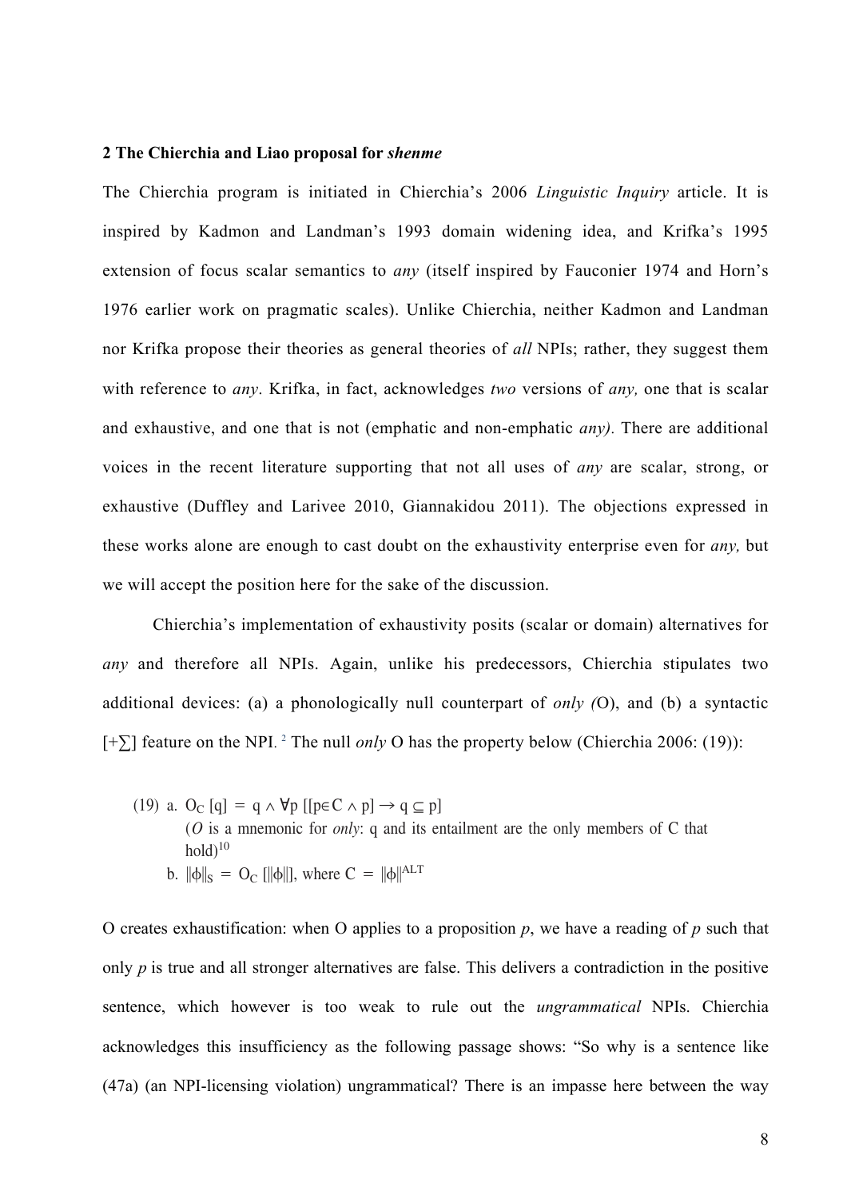## 2 The Chierchia and Liao proposal for *shenme*

The Chierchia program is initiated in Chierchia's 2006 *Linguistic Inquiry* article. It is inspired by Kadmon and Landman's 1993 domain widening idea, and Krifka's 1995 extension of focus scalar semantics to *any* (itself inspired by Fauconier 1974 and Horn's 1976 earlier work on pragmatic scales). Unlike Chierchia, neither Kadmon and Landman nor Krifka propose their theories as general theories of *all* NPIs; rather, they suggest them with reference to *any*. Krifka, in fact, acknowledges *two* versions of *any,* one that is scalar and exhaustive, and one that is not (emphatic and non-emphatic *any).* There are additional voices in the recent literature supporting that not all uses of *any* are scalar, strong, or exhaustive (Duffley and Larivee 2010, Giannakidou 2011). The objections expressed in these works alone are enough to cast doubt on the exhaustivity enterprise even for *any,* but we will accept the position here for the sake of the discussion.

Chierchia's implementation of exhaustivity posits (scalar or domain) alternatives for *any* and therefore all NPIs. Again, unlike his predecessors, Chierchia stipulates two additional devices: (a) a phonologically null counterpart of *only (*O), and (b) a syntactic [+∑] feature on the NPI.[2] The null *only* O has the property below (Chierchia 2006: (19)):

(19) a. $O_C\ [q]\ =\ q \wedge \forall p\ [[p \in C \wedge p] \rightarrow q \subseteq p]$
(*O* is a mnemonic for *only*: q and its entailment are the only members of C that hold)[10]

b. $\|\phi\|_S\ =\ O_C\ [\|\phi\|]$, where $C\ =\ \|\phi\|^{ALT}$

O creates exhaustification: when O applies to a proposition *p*, we have a reading of *p* such that only *p* is true and all stronger alternatives are false. This delivers a contradiction in the positive sentence, which however is too weak to rule out the *ungrammatical* NPIs. Chierchia acknowledges this insufficiency as the following passage shows: "So why is a sentence like (47a) (an NPI-licensing violation) ungrammatical? There is an impasse here between the way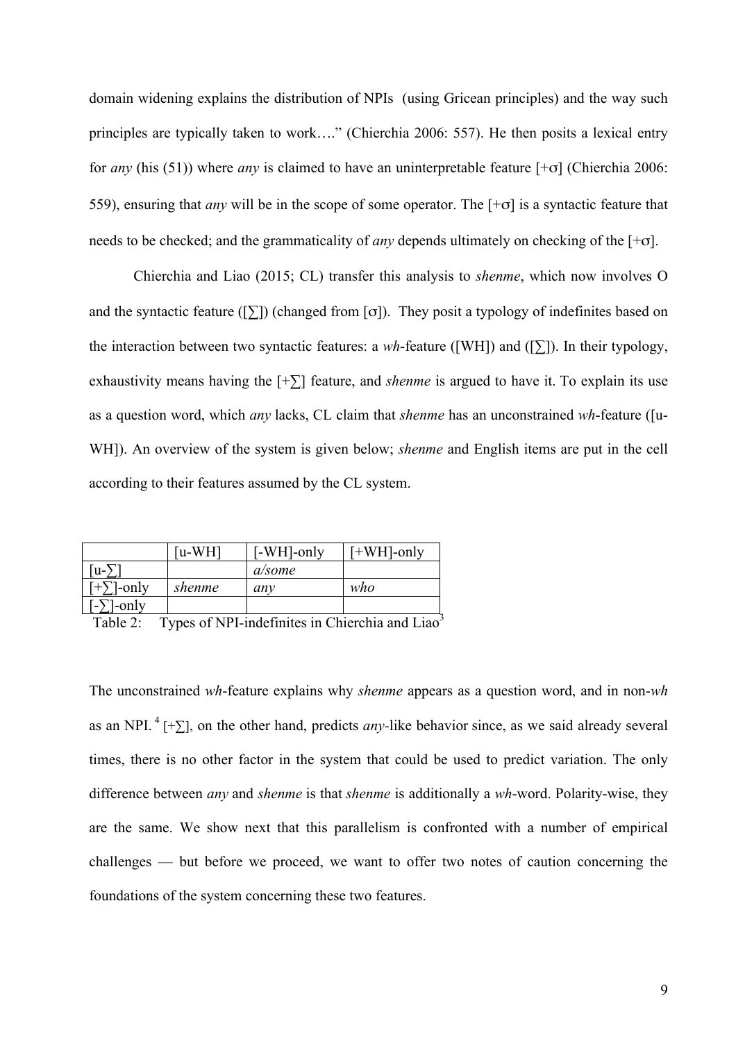domain widening explains the distribution of NPIs (using Gricean principles) and the way such principles are typically taken to work…." (Chierchia 2006: 557). He then posits a lexical entry for *any* (his (51)) where *any* is claimed to have an uninterpretable feature [+σ] (Chierchia 2006: 559), ensuring that *any* will be in the scope of some operator. The [+σ] is a syntactic feature that needs to be checked; and the grammaticality of *any* depends ultimately on checking of the [+σ].

Chierchia and Liao (2015; CL) transfer this analysis to *shenme*, which now involves O and the syntactic feature ([∑]) (changed from [σ]). They posit a typology of indefinites based on the interaction between two syntactic features: a *wh*-feature ([WH]) and ([∑]). In their typology, exhaustivity means having the [+∑] feature, and *shenme* is argued to have it. To explain its use as a question word, which *any* lacks, CL claim that *shenme* has an unconstrained *wh*-feature ([u-WH]). An overview of the system is given below; *shenme* and English items are put in the cell according to their features assumed by the CL system.

| | [u-WH] | [-WH]-only | [+WH]-only |
|---|---|---|---|
| [u-∑] | | *a/some* | |
| [+∑]-only | *shenme* | *any* | *who* |
| [-∑]-only | | | |

Table 2: Types of NPI-indefinites in Chierchia and Liao[3]

The unconstrained *wh*-feature explains why *shenme* appears as a question word, and in non-*wh* as an NPI.[4] [+∑], on the other hand, predicts *any*-like behavior since, as we said already several times, there is no other factor in the system that could be used to predict variation. The only difference between *any* and *shenme* is that *shenme* is additionally a *wh*-word. Polarity-wise, they are the same. We show next that this parallelism is confronted with a number of empirical challenges — but before we proceed, we want to offer two notes of caution concerning the foundations of the system concerning these two features.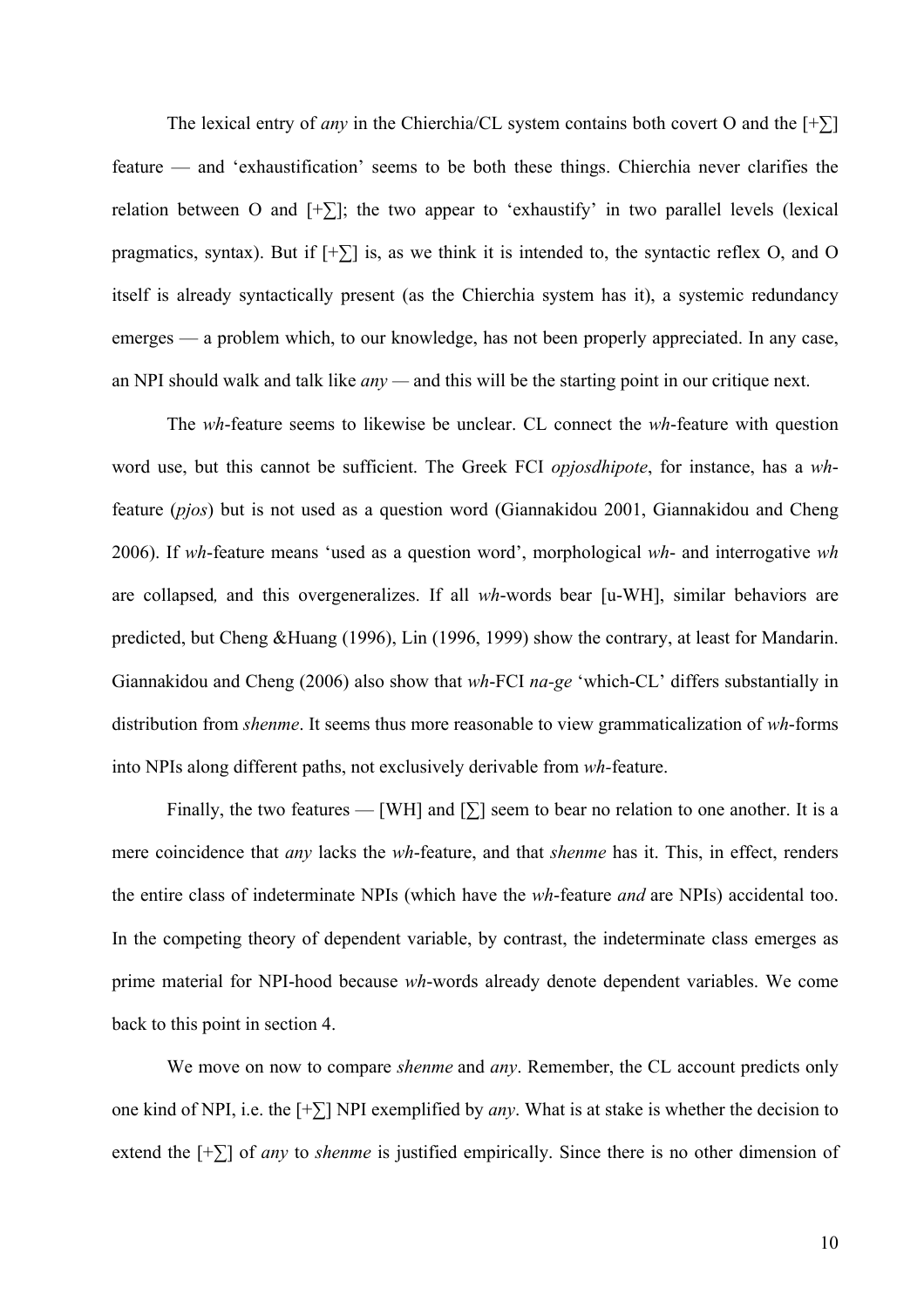The lexical entry of *any* in the Chierchia/CL system contains both covert O and the [+∑] feature — and 'exhaustification' seems to be both these things. Chierchia never clarifies the relation between O and [+∑]; the two appear to 'exhaustify' in two parallel levels (lexical pragmatics, syntax). But if [+∑] is, as we think it is intended to, the syntactic reflex O, and O itself is already syntactically present (as the Chierchia system has it), a systemic redundancy emerges — a problem which, to our knowledge, has not been properly appreciated. In any case, an NPI should walk and talk like *any* — and this will be the starting point in our critique next.

The *wh*-feature seems to likewise be unclear. CL connect the *wh*-feature with question word use, but this cannot be sufficient. The Greek FCI *opjosdhipote*, for instance, has a *wh*-feature (*pjos*) but is not used as a question word (Giannakidou 2001, Giannakidou and Cheng 2006). If *wh*-feature means 'used as a question word', morphological *wh*- and interrogative *wh* are collapsed*,* and this overgeneralizes. If all *wh*-words bear [u-WH], similar behaviors are predicted, but Cheng &Huang (1996), Lin (1996, 1999) show the contrary, at least for Mandarin. Giannakidou and Cheng (2006) also show that *wh*-FCI *na-ge* 'which-CL' differs substantially in distribution from *shenme*. It seems thus more reasonable to view grammaticalization of *wh*-forms into NPIs along different paths, not exclusively derivable from *wh*-feature.

Finally, the two features — [WH] and [∑] seem to bear no relation to one another. It is a mere coincidence that *any* lacks the *wh*-feature, and that *shenme* has it. This, in effect, renders the entire class of indeterminate NPIs (which have the *wh*-feature *and* are NPIs) accidental too. In the competing theory of dependent variable, by contrast, the indeterminate class emerges as prime material for NPI-hood because *wh*-words already denote dependent variables. We come back to this point in section 4.

We move on now to compare *shenme* and *any*. Remember, the CL account predicts only one kind of NPI, i.e. the [+∑] NPI exemplified by *any*. What is at stake is whether the decision to extend the [+∑] of *any* to *shenme* is justified empirically. Since there is no other dimension of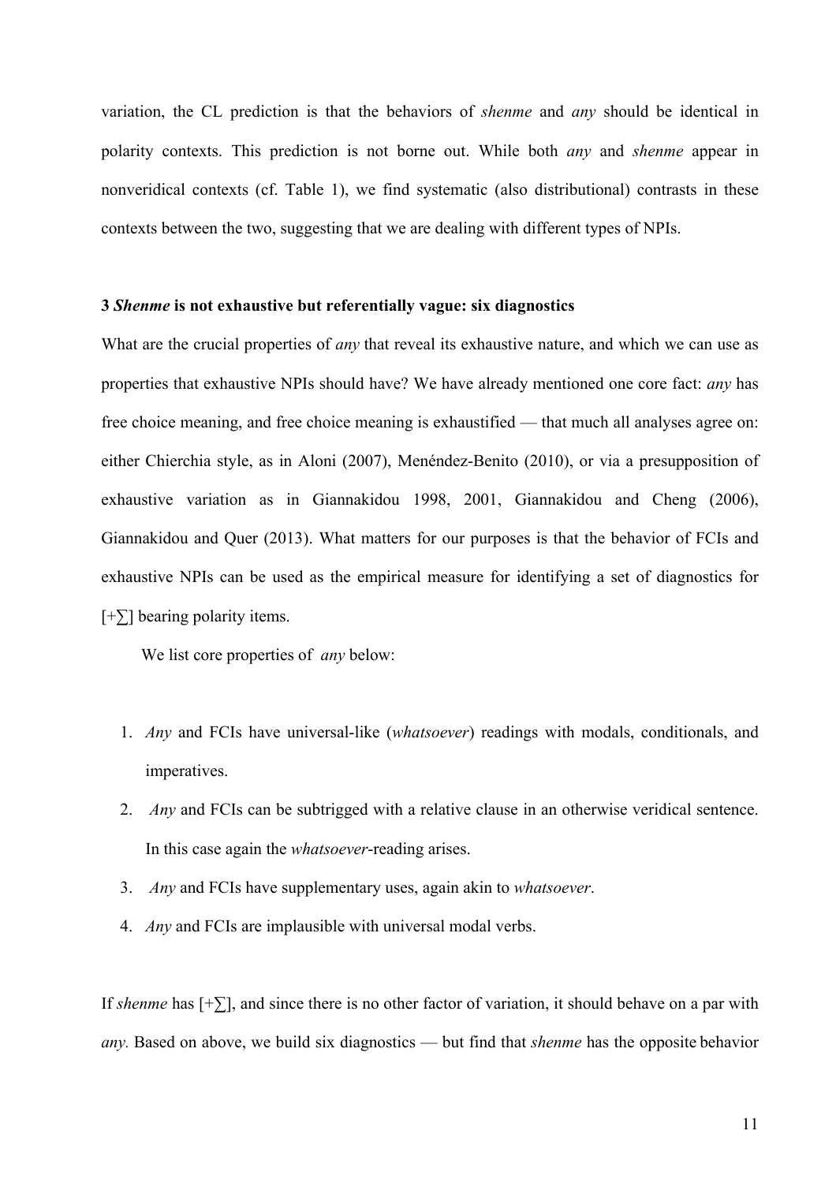variation, the CL prediction is that the behaviors of *shenme* and *any* should be identical in polarity contexts. This prediction is not borne out. While both *any* and *shenme* appear in nonveridical contexts (cf. Table 1), we find systematic (also distributional) contrasts in these contexts between the two, suggesting that we are dealing with different types of NPIs.

### 3 *Shenme* is not exhaustive but referentially vague: six diagnostics

What are the crucial properties of *any* that reveal its exhaustive nature, and which we can use as properties that exhaustive NPIs should have? We have already mentioned one core fact: *any* has free choice meaning, and free choice meaning is exhaustified — that much all analyses agree on: either Chierchia style, as in Aloni (2007), Menéndez-Benito (2010), or via a presupposition of exhaustive variation as in Giannakidou 1998, 2001, Giannakidou and Cheng (2006), Giannakidou and Quer (2013). What matters for our purposes is that the behavior of FCIs and exhaustive NPIs can be used as the empirical measure for identifying a set of diagnostics for [+∑] bearing polarity items.

We list core properties of *any* below:

1. *Any* and FCIs have universal-like (*whatsoever*) readings with modals, conditionals, and imperatives.
2. *Any* and FCIs can be subtrigged with a relative clause in an otherwise veridical sentence. In this case again the *whatsoever*-reading arises.
3. *Any* and FCIs have supplementary uses, again akin to *whatsoever*.
4. *Any* and FCIs are implausible with universal modal verbs.

If *shenme* has [+∑], and since there is no other factor of variation, it should behave on a par with *any*. Based on above, we build six diagnostics — but find that *shenme* has the opposite behavior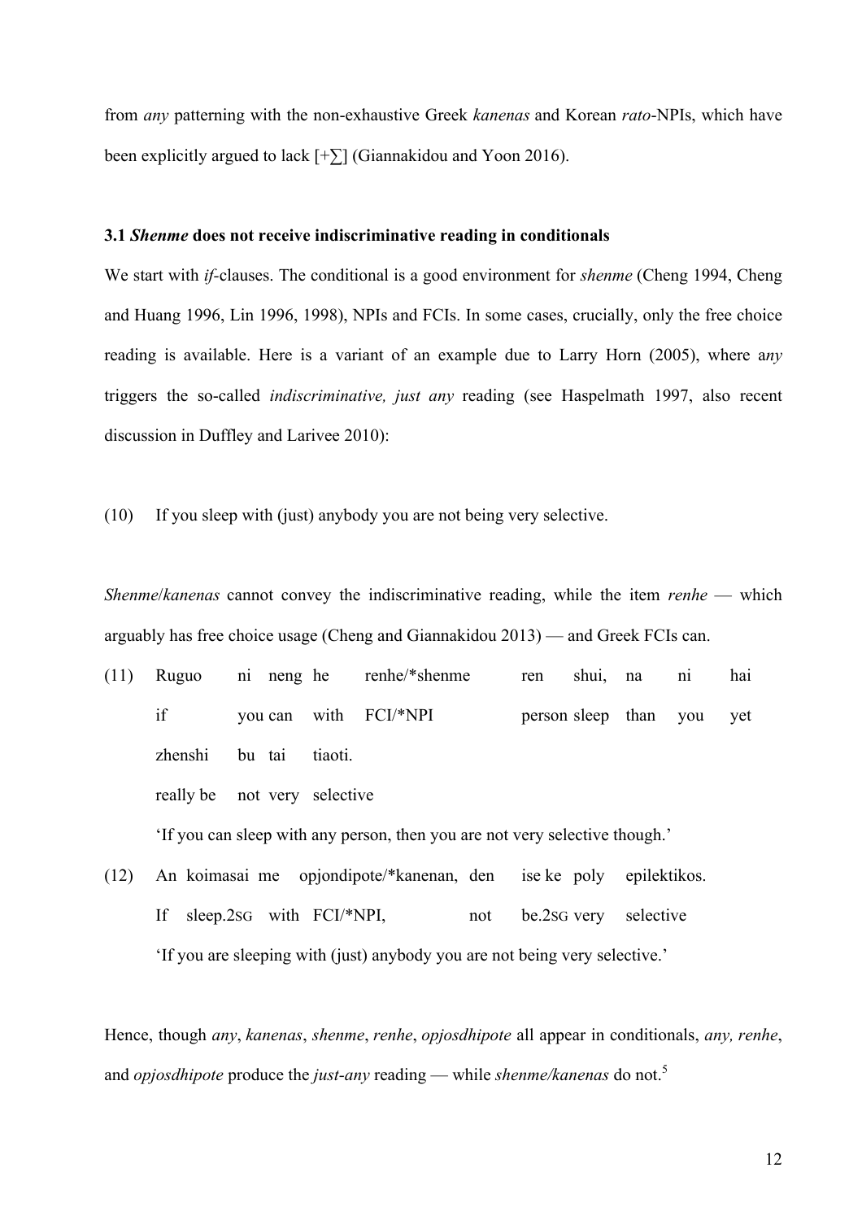from *any* patterning with the non-exhaustive Greek *kanenas* and Korean *rato*-NPIs, which have been explicitly argued to lack [+∑] (Giannakidou and Yoon 2016).

### 3.1 *Shenme* does not receive indiscriminative reading in conditionals

We start with *if*-clauses. The conditional is a good environment for *shenme* (Cheng 1994, Cheng and Huang 1996, Lin 1996, 1998), NPIs and FCIs. In some cases, crucially, only the free choice reading is available. Here is a variant of an example due to Larry Horn (2005), where a*ny* triggers the so-called *indiscriminative, just any* reading (see Haspelmath 1997, also recent discussion in Duffley and Larivee 2010):

(10) If you sleep with (just) anybody you are not being very selective.

*Shenme*/*kanenas* cannot convey the indiscriminative reading, while the item *renhe* — which arguably has free choice usage (Cheng and Giannakidou 2013) — and Greek FCIs can.

(11) Ruguo ni neng he renhe/*shenme ren shui, na ni hai
     if you can with FCI/*NPI person sleep than you yet
     zhenshi bu tai tiaoti.
     really be not very selective
     'If you can sleep with any person, then you are not very selective though.'

(12) An koimasai me opjondipote/*kanenan, den ise ke poly epilektikos.
     If sleep.2SG with FCI/*NPI, not be.2SG very selective
     'If you are sleeping with (just) anybody you are not being very selective.'

Hence, though *any*, *kanenas*, *shenme*, *renhe*, *opjosdhipote* all appear in conditionals, *any, renhe*, and *opjosdhipote* produce the *just-any* reading — while *shenme/kanenas* do not.[5]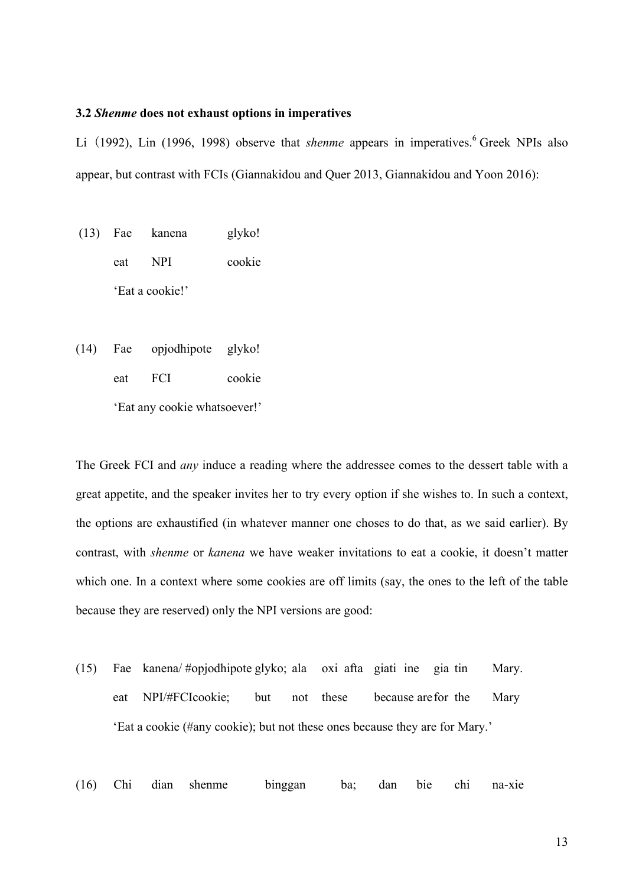### 3.2 *Shenme* does not exhaust options in imperatives

Li (1992), Lin (1996, 1998) observe that *shenme* appears in imperatives.[6] Greek NPIs also appear, but contrast with FCIs (Giannakidou and Quer 2013, Giannakidou and Yoon 2016):

(13) Fae kanena glyko!
eat NPI cookie
'Eat a cookie!'

(14) Fae opjodhipote glyko!
eat FCI cookie
'Eat any cookie whatsoever!'

The Greek FCI and *any* induce a reading where the addressee comes to the dessert table with a great appetite, and the speaker invites her to try every option if she wishes to. In such a context, the options are exhaustified (in whatever manner one choses to do that, as we said earlier). By contrast, with *shenme* or *kanena* we have weaker invitations to eat a cookie, it doesn't matter which one. In a context where some cookies are off limits (say, the ones to the left of the table because they are reserved) only the NPI versions are good:

(15) Fae kanena/ #opjodhipote glyko; ala oxi afta giati ine gia tin Mary.
eat NPI/#FCIcookie; but not these because are for the Mary
'Eat a cookie (#any cookie); but not these ones because they are for Mary.'

(16) Chi dian shenme binggan ba; dan bie chi na-xie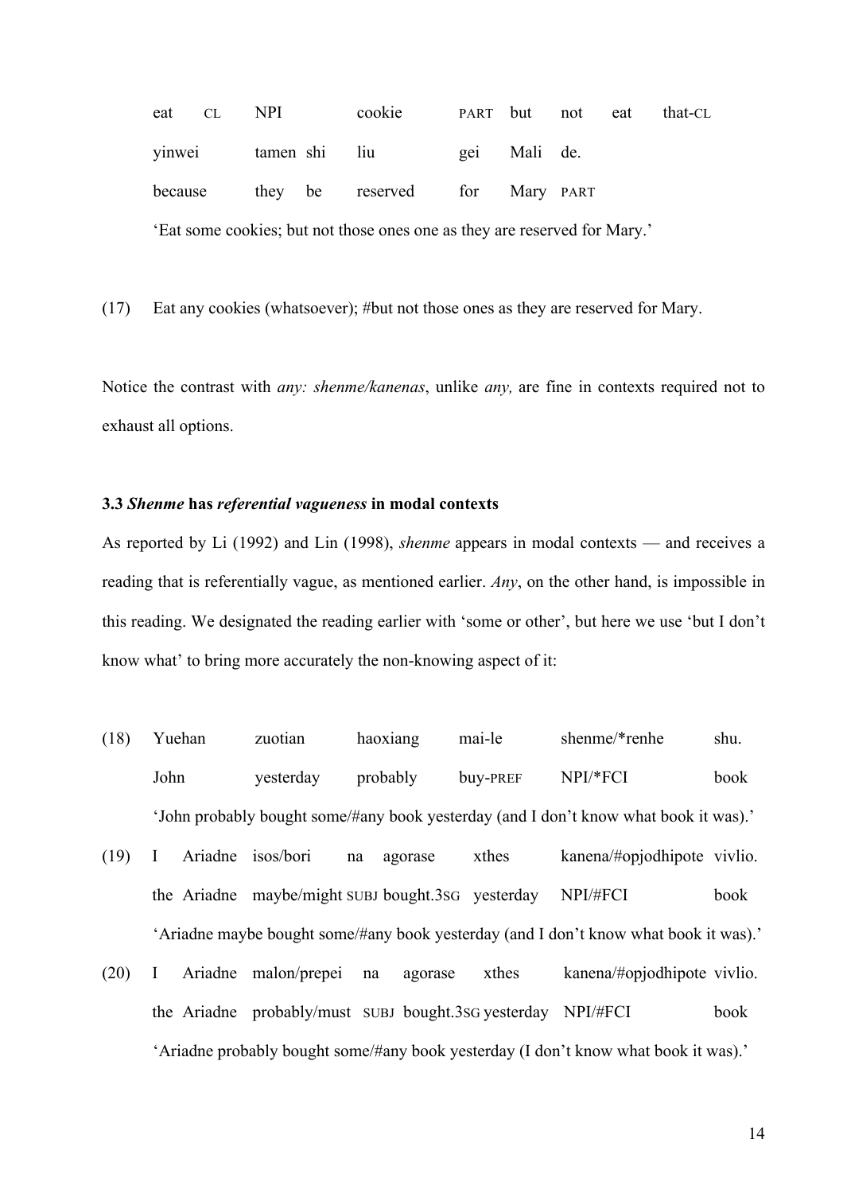eat CL NPI cookie PART but not eat that-CL

yinwei tamen shi liu gei Mali de.

because they be reserved for Mary PART

'Eat some cookies; but not those ones one as they are reserved for Mary.'

(17) Eat any cookies (whatsoever); #but not those ones as they are reserved for Mary.

Notice the contrast with *any: shenme/kanenas*, unlike *any,* are fine in contexts required not to exhaust all options.

### 3.3 *Shenme* has *referential vagueness* in modal contexts

As reported by Li (1992) and Lin (1998), *shenme* appears in modal contexts — and receives a reading that is referentially vague, as mentioned earlier. *Any*, on the other hand, is impossible in this reading. We designated the reading earlier with 'some or other', but here we use 'but I don't know what' to bring more accurately the non-knowing aspect of it:

(18) Yuehan zuotian haoxiang mai-le shenme/*renhe shu.

John yesterday probably buy-PREF NPI/*FCI book

'John probably bought some/#any book yesterday (and I don't know what book it was).'

(19) I Ariadne isos/bori na agorase xthes kanena/#opjodhipote vivlio.

the Ariadne maybe/might SUBJ bought.3SG yesterday NPI/#FCI book

'Ariadne maybe bought some/#any book yesterday (and I don't know what book it was).'

(20) I Ariadne malon/prepei na agorase xthes kanena/#opjodhipote vivlio.

the Ariadne probably/must SUBJ bought.3SG yesterday NPI/#FCI book

'Ariadne probably bought some/#any book yesterday (I don't know what book it was).'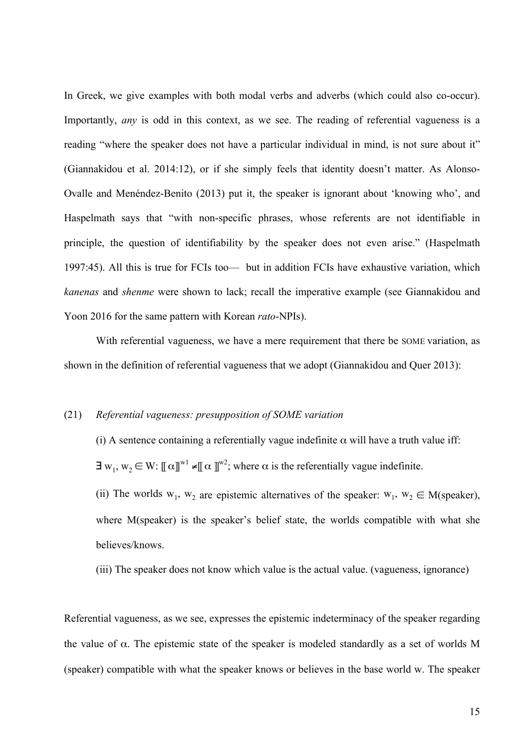In Greek, we give examples with both modal verbs and adverbs (which could also co-occur). Importantly, *any* is odd in this context, as we see. The reading of referential vagueness is a reading "where the speaker does not have a particular individual in mind, is not sure about it" (Giannakidou et al. 2014:12), or if she simply feels that identity doesn't matter. As Alonso-Ovalle and Menéndez-Benito (2013) put it, the speaker is ignorant about 'knowing who', and Haspelmath says that "with non-specific phrases, whose referents are not identifiable in principle, the question of identifiability by the speaker does not even arise." (Haspelmath 1997:45). All this is true for FCIs too— but in addition FCIs have exhaustive variation, which *kanenas* and *shenme* were shown to lack; recall the imperative example (see Giannakidou and Yoon 2016 for the same pattern with Korean *rato*-NPIs).

With referential vagueness, we have a mere requirement that there be SOME variation, as shown in the definition of referential vagueness that we adopt (Giannakidou and Quer 2013):

(21) *Referential vagueness: presupposition of SOME variation*

(i) A sentence containing a referentially vague indefinite $\alpha$ will have a truth value iff: $\exists\, w_1, w_2 \in W$: $[\![\alpha]\!]^{w1} \neq [\![\alpha]\!]^{w2}$; where $\alpha$ is the referentially vague indefinite.

(ii) The worlds $w_1$, $w_2$ are epistemic alternatives of the speaker: $w_1, w_2 \in M(speaker)$, where M(speaker) is the speaker's belief state, the worlds compatible with what she believes/knows.

(iii) The speaker does not know which value is the actual value. (vagueness, ignorance)

Referential vagueness, as we see, expresses the epistemic indeterminacy of the speaker regarding the value of $\alpha$. The epistemic state of the speaker is modeled standardly as a set of worlds M (speaker) compatible with what the speaker knows or believes in the base world w. The speaker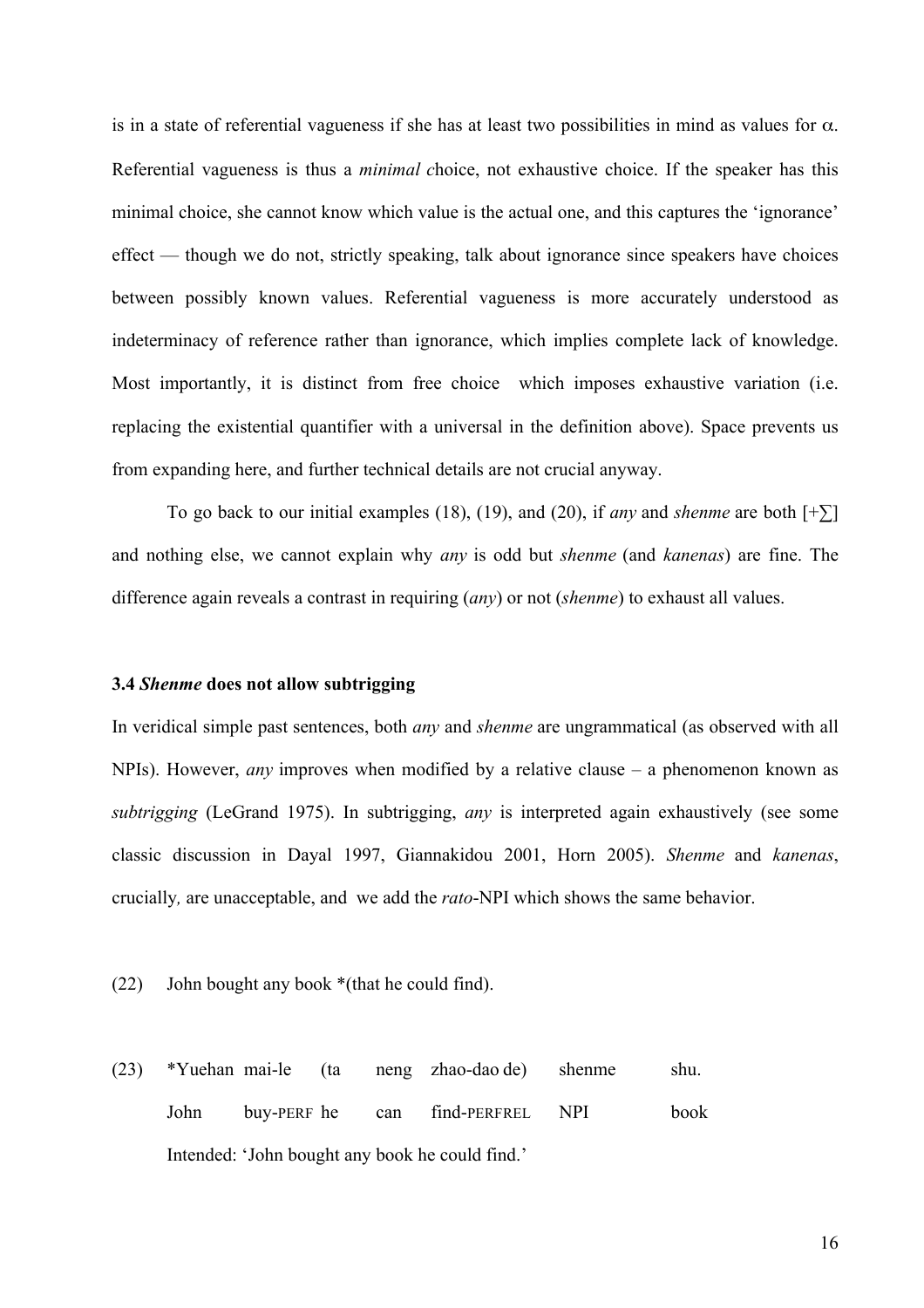is in a state of referential vagueness if she has at least two possibilities in mind as values for $\alpha$. Referential vagueness is thus a *minimal c*hoice, not exhaustive choice. If the speaker has this minimal choice, she cannot know which value is the actual one, and this captures the 'ignorance' effect — though we do not, strictly speaking, talk about ignorance since speakers have choices between possibly known values. Referential vagueness is more accurately understood as indeterminacy of reference rather than ignorance, which implies complete lack of knowledge. Most importantly, it is distinct from free choice which imposes exhaustive variation (i.e. replacing the existential quantifier with a universal in the definition above). Space prevents us from expanding here, and further technical details are not crucial anyway.

To go back to our initial examples (18), (19), and (20), if *any* and *shenme* are both [+∑] and nothing else, we cannot explain why *any* is odd but *shenme* (and *kanenas*) are fine. The difference again reveals a contrast in requiring (*any*) or not (*shenme*) to exhaust all values.

### 3.4 *Shenme* does not allow subtrigging

In veridical simple past sentences, both *any* and *shenme* are ungrammatical (as observed with all NPIs). However, *any* improves when modified by a relative clause – a phenomenon known as *subtrigging* (LeGrand 1975). In subtrigging, *any* is interpreted again exhaustively (see some classic discussion in Dayal 1997, Giannakidou 2001, Horn 2005). *Shenme* and *kanenas*, crucially*,* are unacceptable, and we add the *rato*-NPI which shows the same behavior.

(22) John bought any book *(that he could find).

(23) *Yuehan mai-le (ta neng zhao-dao de) shenme shu.
John buy-PERF he can find-PERFREL NPI book
Intended: 'John bought any book he could find.'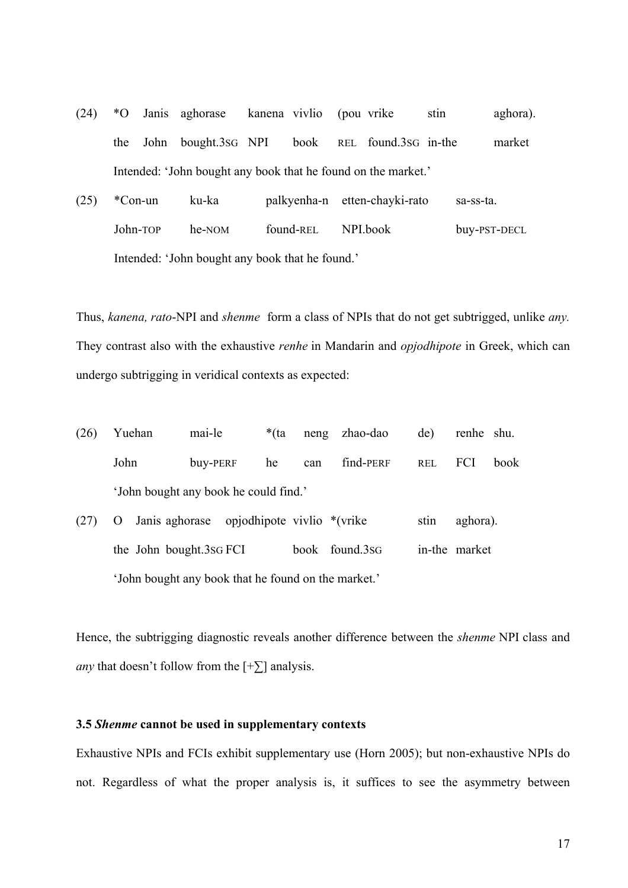(24) *O Janis aghorase kanena vivlio (pou vrike stin aghora).
the John bought.3SG NPI book REL found.3SG in-the market
Intended: 'John bought any book that he found on the market.'

(25) *Con-un ku-ka palkyenha-n etten-chayki-rato sa-ss-ta.
John-TOP he-NOM found-REL NPI.book buy-PST-DECL
Intended: 'John bought any book that he found.'

Thus, *kanena, rato*-NPI and *shenme* form a class of NPIs that do not get subtrigged, unlike *any.* They contrast also with the exhaustive *renhe* in Mandarin and *opjodhipote* in Greek, which can undergo subtrigging in veridical contexts as expected:

(26) Yuehan mai-le *(ta neng zhao-dao de) renhe shu.
John buy-PERF he can find-PERF REL FCI book
'John bought any book he could find.'

(27) O Janis aghorase opjodhipote vivlio *(vrike stin aghora).
the John bought.3SG FCI book found.3SG in-the market
'John bought any book that he found on the market.'

Hence, the subtrigging diagnostic reveals another difference between the *shenme* NPI class and *any* that doesn't follow from the [+∑] analysis.

### 3.5 *Shenme* cannot be used in supplementary contexts

Exhaustive NPIs and FCIs exhibit supplementary use (Horn 2005); but non-exhaustive NPIs do not. Regardless of what the proper analysis is, it suffices to see the asymmetry between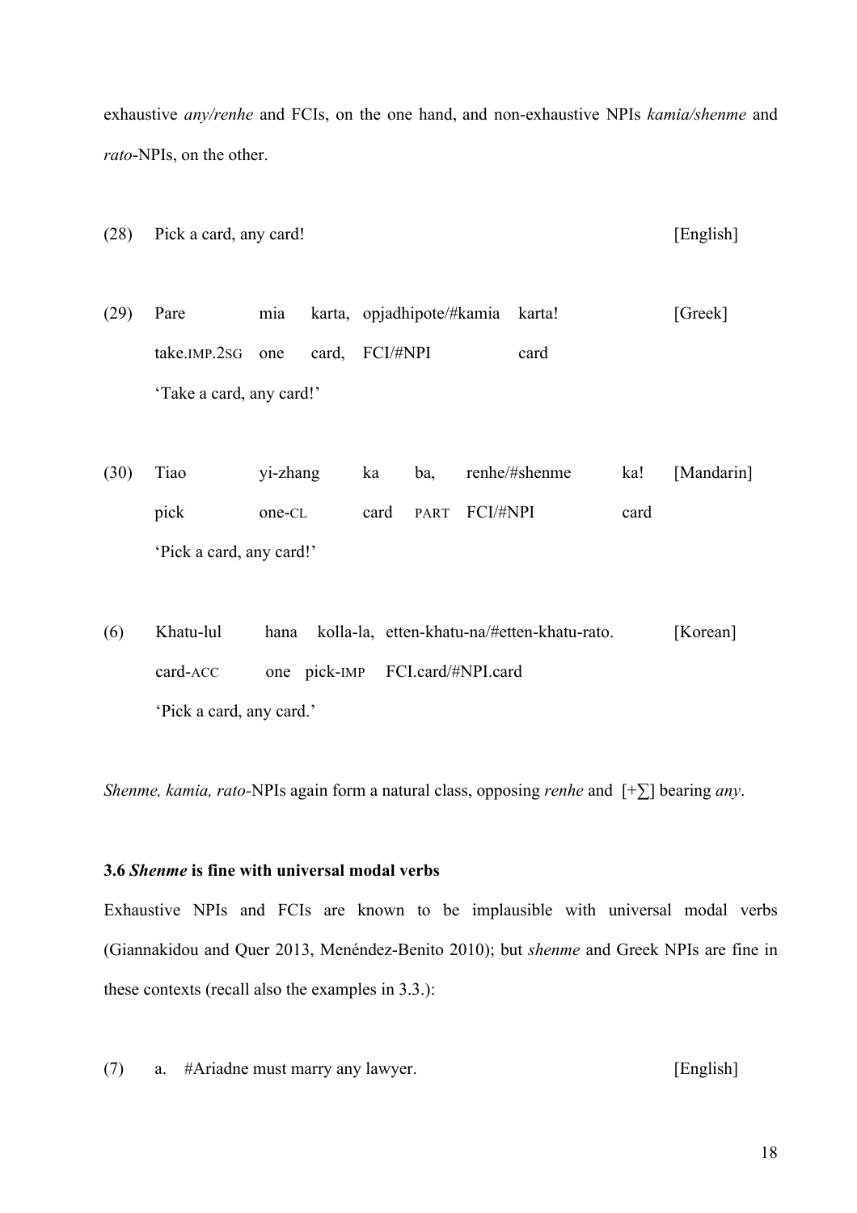exhaustive *any/renhe* and FCIs, on the one hand, and non-exhaustive NPIs *kamia/shenme* and *rato*-NPIs, on the other.

(28) Pick a card, any card! [English]

(29) Pare mia karta, opjadhipote/#kamia karta! [Greek]
take.IMP.2SG one card, FCI/#NPI card
'Take a card, any card!'

(30) Tiao yi-zhang ka ba, renhe/#shenme ka! [Mandarin]
pick one-CL card PART FCI/#NPI card
'Pick a card, any card!'

(6) Khatu-lul hana kolla-la, etten-khatu-na/#etten-khatu-rato. [Korean]
card-ACC one pick-IMP FCI.card/#NPI.card
'Pick a card, any card.'

*Shenme, kamia, rato*-NPIs again form a natural class, opposing *renhe* and [+∑] bearing *any*.

### 3.6 *Shenme* is fine with universal modal verbs

Exhaustive NPIs and FCIs are known to be implausible with universal modal verbs (Giannakidou and Quer 2013, Menéndez-Benito 2010); but *shenme* and Greek NPIs are fine in these contexts (recall also the examples in 3.3.):

(7) a. #Ariadne must marry any lawyer. [English]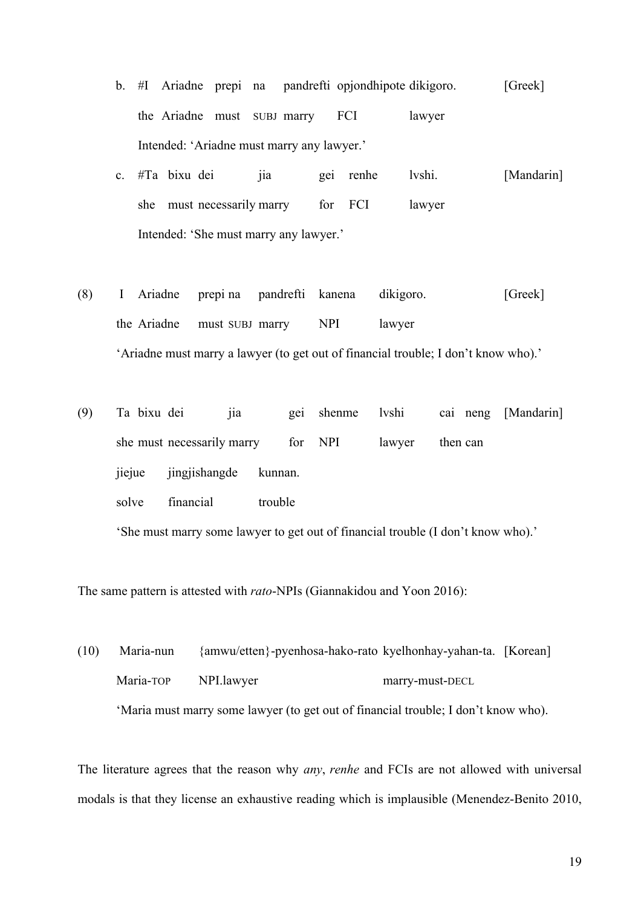b. #I Ariadne prepi na pandrefti opjondhipote dikigoro. [Greek]
   the Ariadne must SUBJ marry FCI lawyer
   Intended: 'Ariadne must marry any lawyer.'

c. #Ta bixu dei jia gei renhe lvshi. [Mandarin]
   she must necessarily marry for FCI lawyer
   Intended: 'She must marry any lawyer.'

(8) I Ariadne prepi na pandrefti kanena dikigoro. [Greek]
    the Ariadne must SUBJ marry NPI lawyer
    'Ariadne must marry a lawyer (to get out of financial trouble; I don't know who).'

(9) Ta bixu dei jia gei shenme lvshi cai neng [Mandarin]
    she must necessarily marry for NPI lawyer then can
    jiejue jingjishangde kunnan.
    solve financial trouble
    'She must marry some lawyer to get out of financial trouble (I don't know who).'

The same pattern is attested with *rato*-NPIs (Giannakidou and Yoon 2016):

(10) Maria-nun {amwu/etten}-pyenhosa-hako-rato kyelhonhay-yahan-ta. [Korean]
     Maria-TOP NPI.lawyer marry-must-DECL
     'Maria must marry some lawyer (to get out of financial trouble; I don't know who).

The literature agrees that the reason why *any*, *renhe* and FCIs are not allowed with universal modals is that they license an exhaustive reading which is implausible (Menendez-Benito 2010,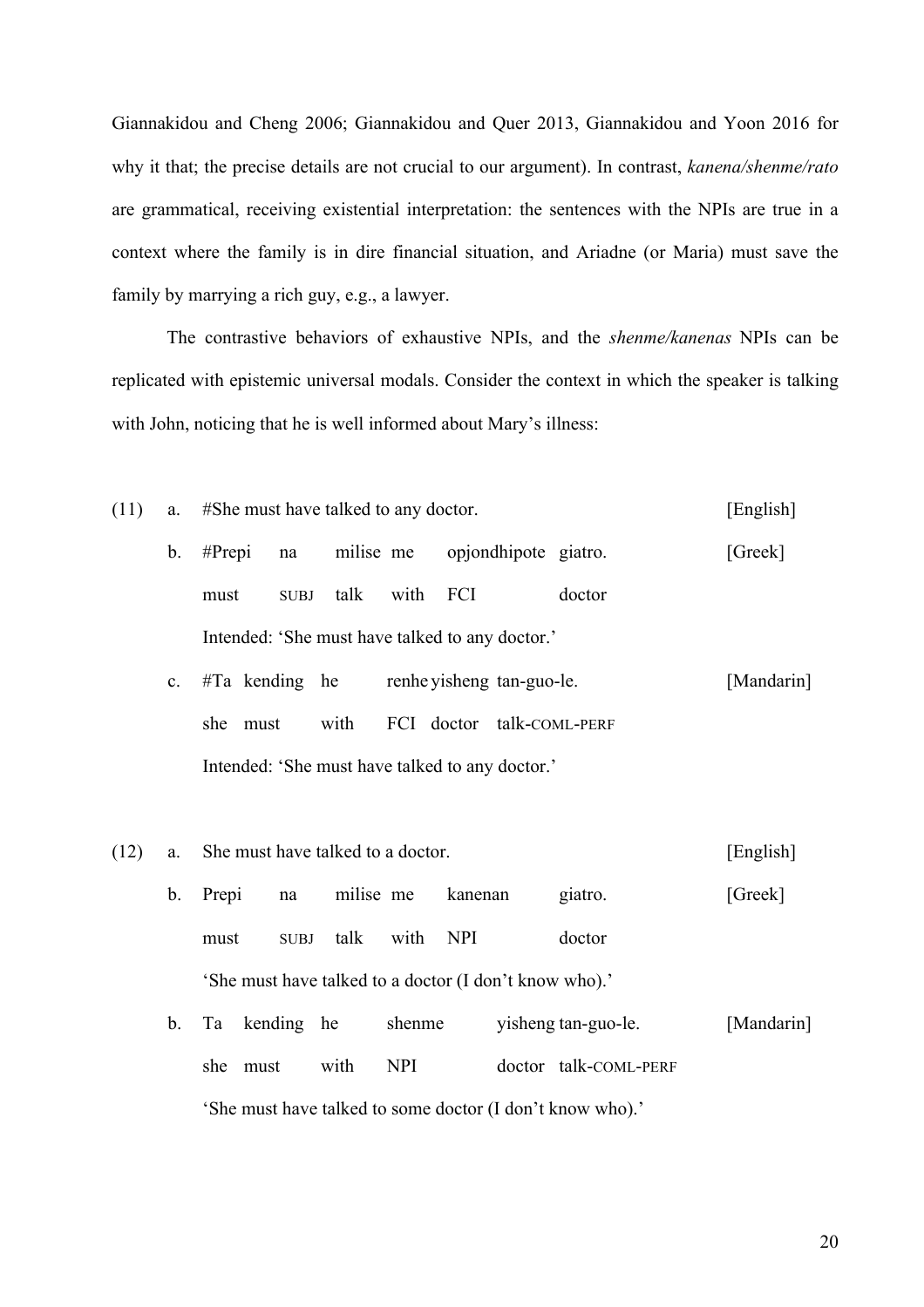Giannakidou and Cheng 2006; Giannakidou and Quer 2013, Giannakidou and Yoon 2016 for why it that; the precise details are not crucial to our argument). In contrast, *kanena/shenme/rato* are grammatical, receiving existential interpretation: the sentences with the NPIs are true in a context where the family is in dire financial situation, and Ariadne (or Maria) must save the family by marrying a rich guy, e.g., a lawyer.

The contrastive behaviors of exhaustive NPIs, and the *shenme/kanenas* NPIs can be replicated with epistemic universal modals. Consider the context in which the speaker is talking with John, noticing that he is well informed about Mary's illness:

(11) a. #She must have talked to any doctor. [English]

b. #Prepi na milise me opjondhipote giatro. [Greek]
   must SUBJ talk with FCI doctor
   Intended: 'She must have talked to any doctor.'

c. #Ta kending he renhe yisheng tan-guo-le. [Mandarin]
   she must with FCI doctor talk-COML-PERF
   Intended: 'She must have talked to any doctor.'

(12) a. She must have talked to a doctor. [English]

b. Prepi na milise me kanenan giatro. [Greek]
   must SUBJ talk with NPI doctor
   'She must have talked to a doctor (I don't know who).'

b. Ta kending he shenme yisheng tan-guo-le. [Mandarin]
   she must with NPI doctor talk-COML-PERF
   'She must have talked to some doctor (I don't know who).'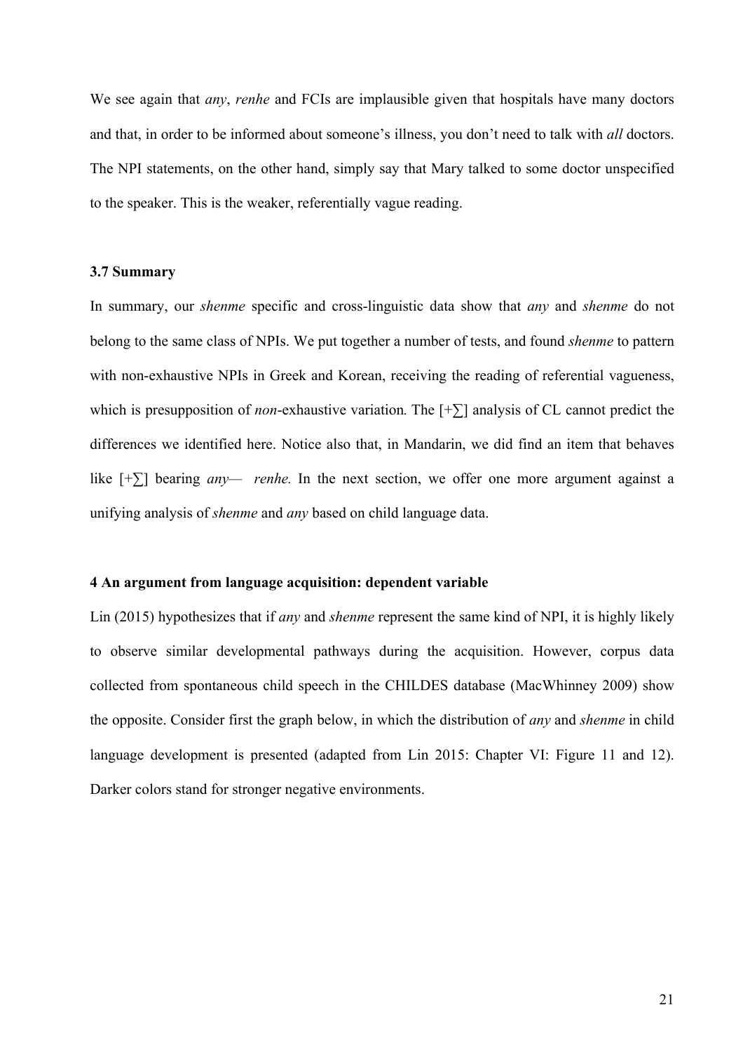We see again that *any*, *renhe* and FCIs are implausible given that hospitals have many doctors and that, in order to be informed about someone's illness, you don't need to talk with *all* doctors. The NPI statements, on the other hand, simply say that Mary talked to some doctor unspecified to the speaker. This is the weaker, referentially vague reading.

### 3.7 Summary

In summary, our *shenme* specific and cross-linguistic data show that *any* and *shenme* do not belong to the same class of NPIs. We put together a number of tests, and found *shenme* to pattern with non-exhaustive NPIs in Greek and Korean, receiving the reading of referential vagueness, which is presupposition of *non*-exhaustive variation. The [+∑] analysis of CL cannot predict the differences we identified here. Notice also that, in Mandarin, we did find an item that behaves like [+∑] bearing *any*— *renhe.* In the next section, we offer one more argument against a unifying analysis of *shenme* and *any* based on child language data.

## 4 An argument from language acquisition: dependent variable

Lin (2015) hypothesizes that if *any* and *shenme* represent the same kind of NPI, it is highly likely to observe similar developmental pathways during the acquisition. However, corpus data collected from spontaneous child speech in the CHILDES database (MacWhinney 2009) show the opposite. Consider first the graph below, in which the distribution of *any* and *shenme* in child language development is presented (adapted from Lin 2015: Chapter VI: Figure 11 and 12). Darker colors stand for stronger negative environments.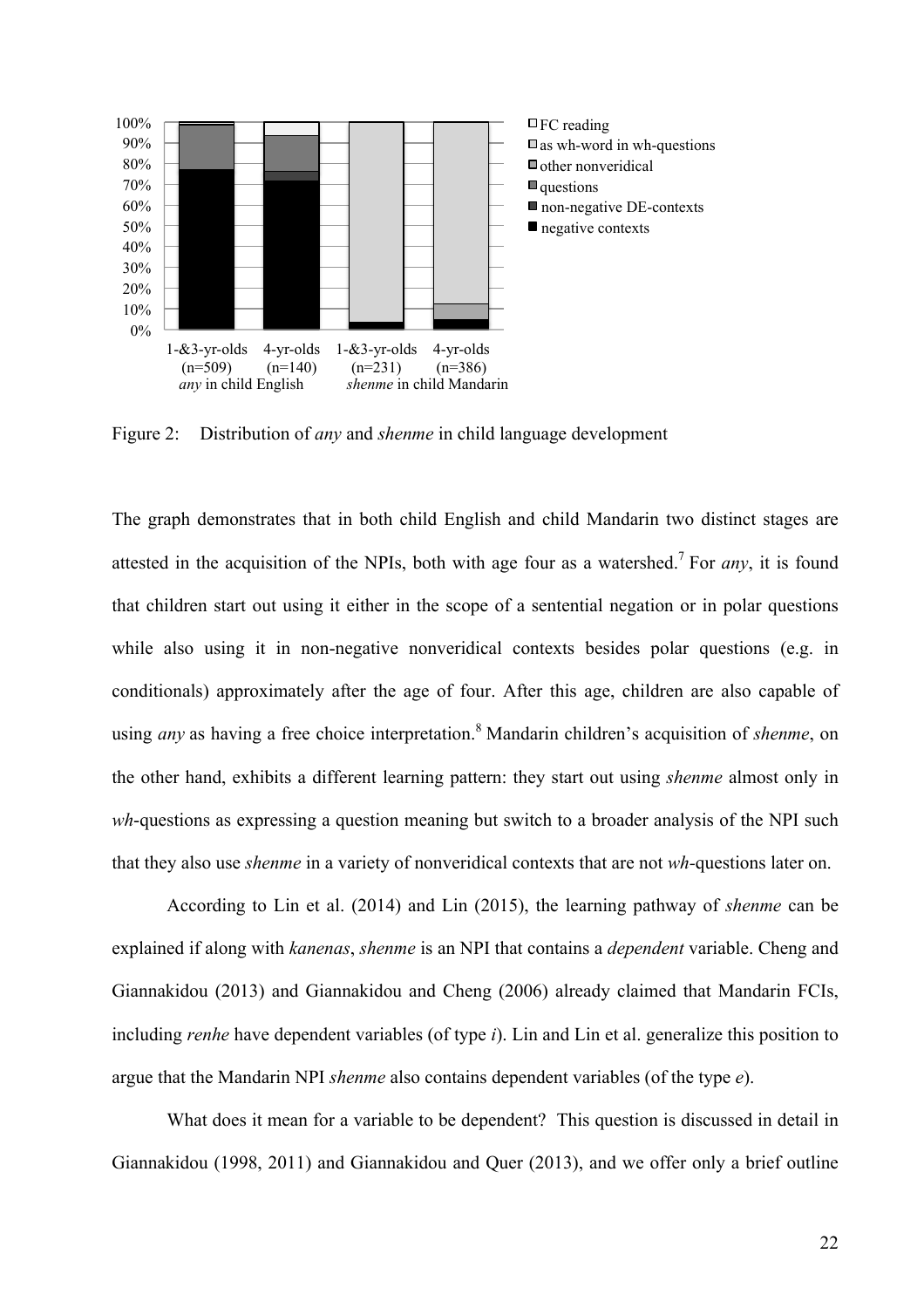Figure 2: Distribution of *any* and *shenme* in child language development

The graph demonstrates that in both child English and child Mandarin two distinct stages are attested in the acquisition of the NPIs, both with age four as a watershed.[7] For *any*, it is found that children start out using it either in the scope of a sentential negation or in polar questions while also using it in non-negative nonveridical contexts besides polar questions (e.g. in conditionals) approximately after the age of four. After this age, children are also capable of using *any* as having a free choice interpretation.[8] Mandarin children's acquisition of *shenme*, on the other hand, exhibits a different learning pattern: they start out using *shenme* almost only in *wh*-questions as expressing a question meaning but switch to a broader analysis of the NPI such that they also use *shenme* in a variety of nonveridical contexts that are not *wh*-questions later on.

According to Lin et al. (2014) and Lin (2015), the learning pathway of *shenme* can be explained if along with *kanenas*, *shenme* is an NPI that contains a *dependent* variable. Cheng and Giannakidou (2013) and Giannakidou and Cheng (2006) already claimed that Mandarin FCIs, including *renhe* have dependent variables (of type *i*). Lin and Lin et al. generalize this position to argue that the Mandarin NPI *shenme* also contains dependent variables (of the type *e*).

What does it mean for a variable to be dependent? This question is discussed in detail in Giannakidou (1998, 2011) and Giannakidou and Quer (2013), and we offer only a brief outline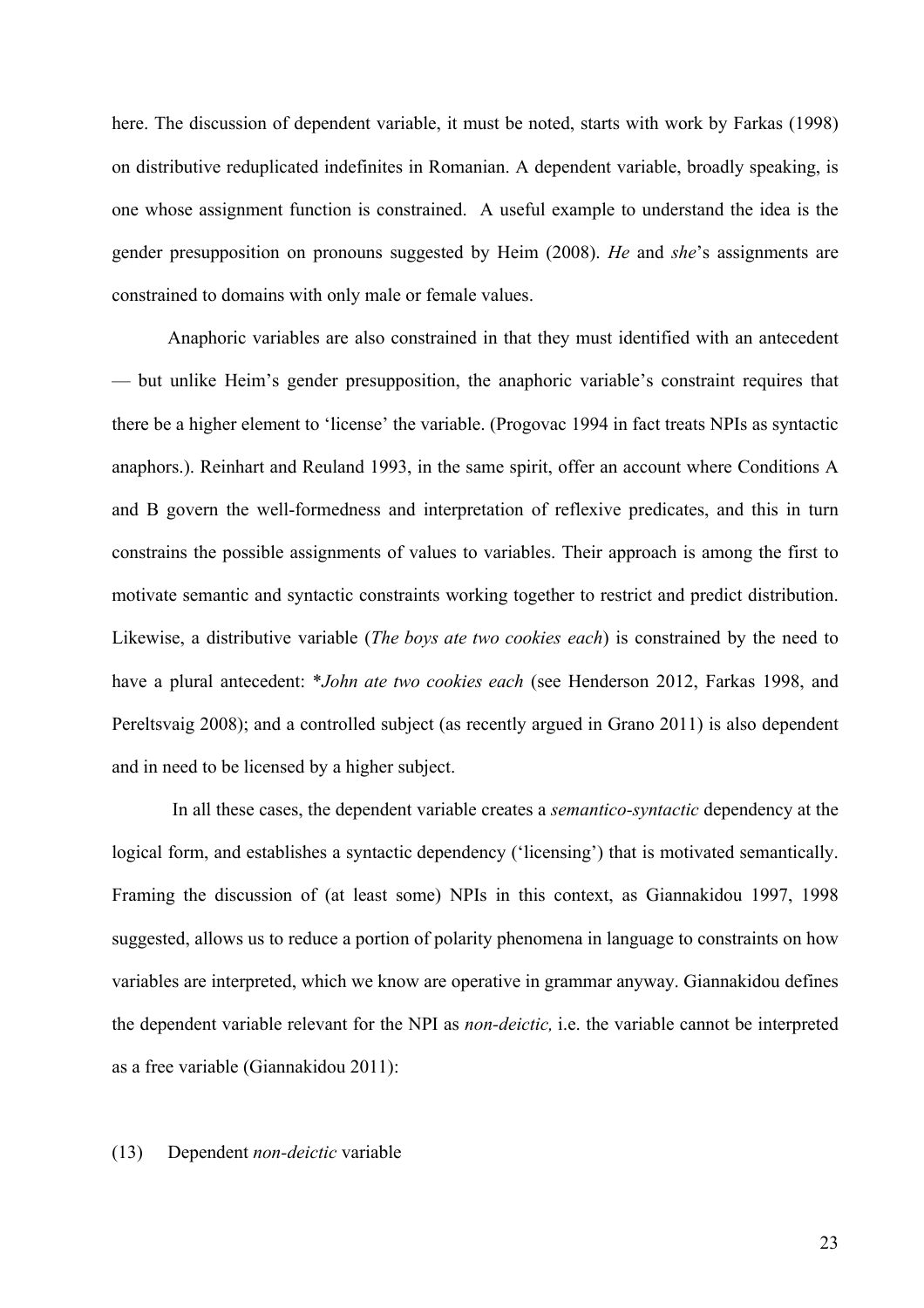here. The discussion of dependent variable, it must be noted, starts with work by Farkas (1998) on distributive reduplicated indefinites in Romanian. A dependent variable, broadly speaking, is one whose assignment function is constrained. A useful example to understand the idea is the gender presupposition on pronouns suggested by Heim (2008). *He* and *she*'s assignments are constrained to domains with only male or female values.

Anaphoric variables are also constrained in that they must identified with an antecedent — but unlike Heim's gender presupposition, the anaphoric variable's constraint requires that there be a higher element to 'license' the variable. (Progovac 1994 in fact treats NPIs as syntactic anaphors.). Reinhart and Reuland 1993, in the same spirit, offer an account where Conditions A and B govern the well-formedness and interpretation of reflexive predicates, and this in turn constrains the possible assignments of values to variables. Their approach is among the first to motivate semantic and syntactic constraints working together to restrict and predict distribution. Likewise, a distributive variable (*The boys ate two cookies each*) is constrained by the need to have a plural antecedent: \**John ate two cookies each* (see Henderson 2012, Farkas 1998, and Pereltsvaig 2008); and a controlled subject (as recently argued in Grano 2011) is also dependent and in need to be licensed by a higher subject.

In all these cases, the dependent variable creates a *semantico-syntactic* dependency at the logical form, and establishes a syntactic dependency ('licensing') that is motivated semantically. Framing the discussion of (at least some) NPIs in this context, as Giannakidou 1997, 1998 suggested, allows us to reduce a portion of polarity phenomena in language to constraints on how variables are interpreted, which we know are operative in grammar anyway. Giannakidou defines the dependent variable relevant for the NPI as *non-deictic,* i.e. the variable cannot be interpreted as a free variable (Giannakidou 2011):

(13) Dependent *non-deictic* variable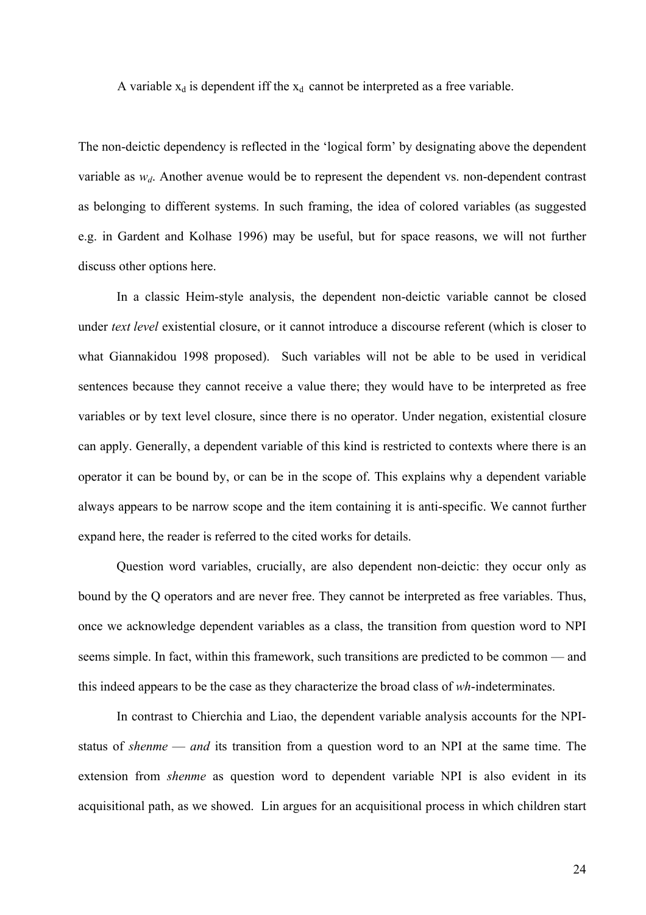A variable $x_d$ is dependent iff the $x_d$ cannot be interpreted as a free variable.

The non-deictic dependency is reflected in the 'logical form' by designating above the dependent variable as $w_d$. Another avenue would be to represent the dependent vs. non-dependent contrast as belonging to different systems. In such framing, the idea of colored variables (as suggested e.g. in Gardent and Kolhase 1996) may be useful, but for space reasons, we will not further discuss other options here.

In a classic Heim-style analysis, the dependent non-deictic variable cannot be closed under *text level* existential closure, or it cannot introduce a discourse referent (which is closer to what Giannakidou 1998 proposed). Such variables will not be able to be used in veridical sentences because they cannot receive a value there; they would have to be interpreted as free variables or by text level closure, since there is no operator. Under negation, existential closure can apply. Generally, a dependent variable of this kind is restricted to contexts where there is an operator it can be bound by, or can be in the scope of. This explains why a dependent variable always appears to be narrow scope and the item containing it is anti-specific. We cannot further expand here, the reader is referred to the cited works for details.

Question word variables, crucially, are also dependent non-deictic: they occur only as bound by the Q operators and are never free. They cannot be interpreted as free variables. Thus, once we acknowledge dependent variables as a class, the transition from question word to NPI seems simple. In fact, within this framework, such transitions are predicted to be common — and this indeed appears to be the case as they characterize the broad class of *wh*-indeterminates.

In contrast to Chierchia and Liao, the dependent variable analysis accounts for the NPI-status of *shenme* — *and* its transition from a question word to an NPI at the same time. The extension from *shenme* as question word to dependent variable NPI is also evident in its acquisitional path, as we showed. Lin argues for an acquisitional process in which children start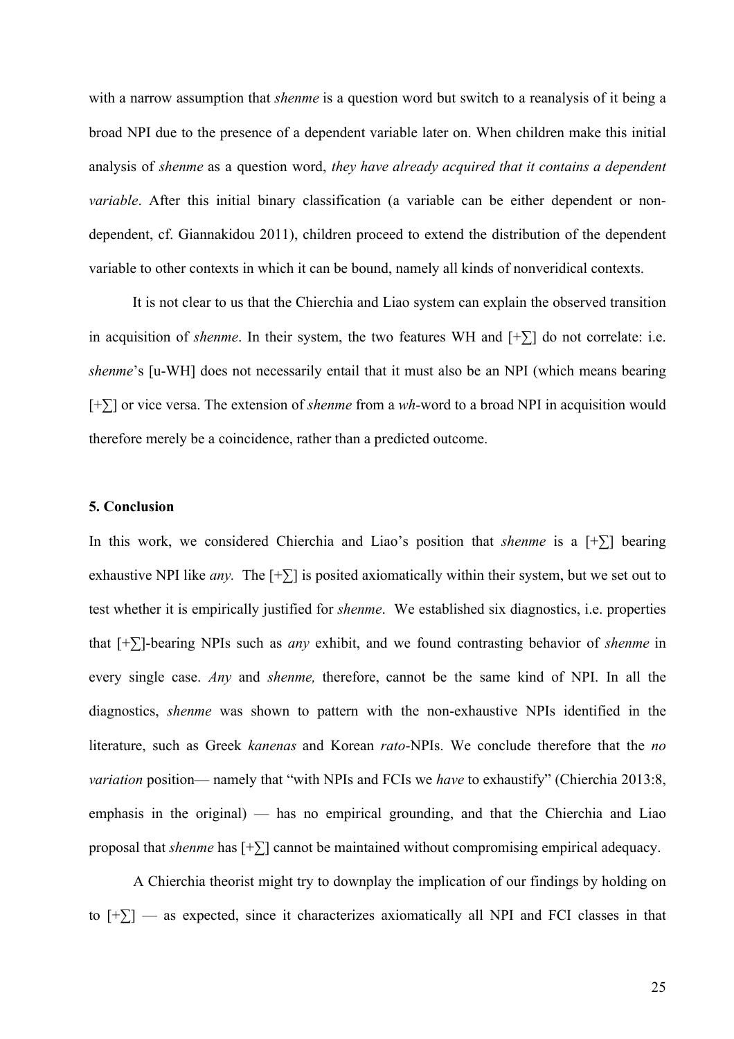with a narrow assumption that *shenme* is a question word but switch to a reanalysis of it being a broad NPI due to the presence of a dependent variable later on. When children make this initial analysis of *shenme* as a question word, *they have already acquired that it contains a dependent variable*. After this initial binary classification (a variable can be either dependent or non-dependent, cf. Giannakidou 2011), children proceed to extend the distribution of the dependent variable to other contexts in which it can be bound, namely all kinds of nonveridical contexts.

It is not clear to us that the Chierchia and Liao system can explain the observed transition in acquisition of *shenme*. In their system, the two features WH and [+∑] do not correlate: i.e. *shenme*'s [u-WH] does not necessarily entail that it must also be an NPI (which means bearing [+∑] or vice versa. The extension of *shenme* from a *wh*-word to a broad NPI in acquisition would therefore merely be a coincidence, rather than a predicted outcome.

### 5. Conclusion

In this work, we considered Chierchia and Liao's position that *shenme* is a [+∑] bearing exhaustive NPI like *any.* The [+∑] is posited axiomatically within their system, but we set out to test whether it is empirically justified for *shenme*. We established six diagnostics, i.e. properties that [+∑]-bearing NPIs such as *any* exhibit, and we found contrasting behavior of *shenme* in every single case. *Any* and *shenme,* therefore, cannot be the same kind of NPI. In all the diagnostics, *shenme* was shown to pattern with the non-exhaustive NPIs identified in the literature, such as Greek *kanenas* and Korean *rato*-NPIs. We conclude therefore that the *no variation* position— namely that "with NPIs and FCIs we *have* to exhaustify" (Chierchia 2013:8, emphasis in the original) — has no empirical grounding, and that the Chierchia and Liao proposal that *shenme* has [+∑] cannot be maintained without compromising empirical adequacy.

A Chierchia theorist might try to downplay the implication of our findings by holding on to [+∑] — as expected, since it characterizes axiomatically all NPI and FCI classes in that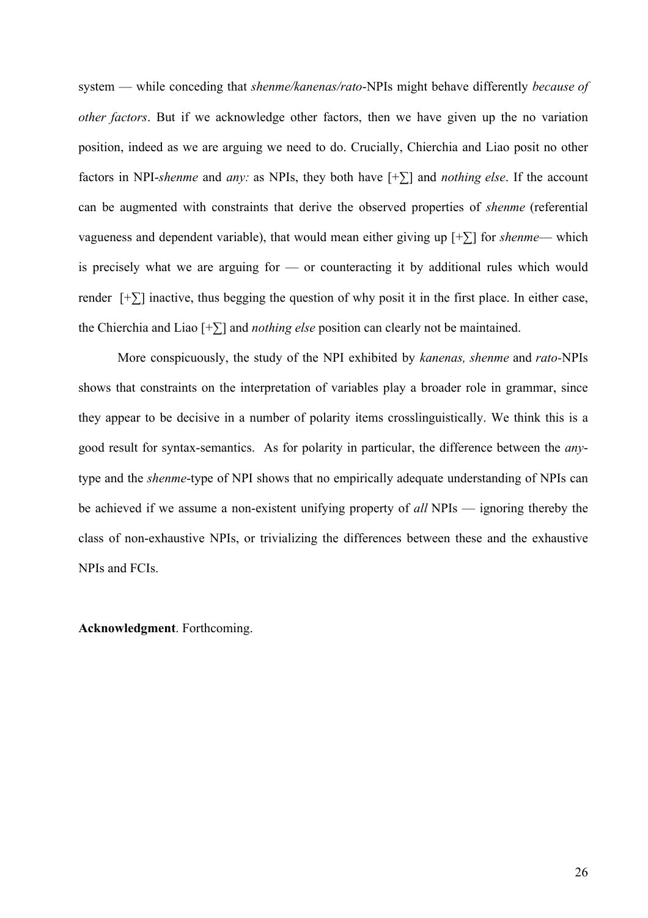system — while conceding that *shenme/kanenas/rato*-NPIs might behave differently *because of other factors*. But if we acknowledge other factors, then we have given up the no variation position, indeed as we are arguing we need to do. Crucially, Chierchia and Liao posit no other factors in NPI-*shenme* and *any:* as NPIs, they both have [+∑] and *nothing else*. If the account can be augmented with constraints that derive the observed properties of *shenme* (referential vagueness and dependent variable), that would mean either giving up [+∑] for *shenme*— which is precisely what we are arguing for — or counteracting it by additional rules which would render [+∑] inactive, thus begging the question of why posit it in the first place. In either case, the Chierchia and Liao [+∑] and *nothing else* position can clearly not be maintained.

More conspicuously, the study of the NPI exhibited by *kanenas, shenme* and *rato*-NPIs shows that constraints on the interpretation of variables play a broader role in grammar, since they appear to be decisive in a number of polarity items crosslinguistically. We think this is a good result for syntax-semantics. As for polarity in particular, the difference between the *any*-type and the *shenme*-type of NPI shows that no empirically adequate understanding of NPIs can be achieved if we assume a non-existent unifying property of *all* NPIs — ignoring thereby the class of non-exhaustive NPIs, or trivializing the differences between these and the exhaustive NPIs and FCIs.

**Acknowledgment**. Forthcoming.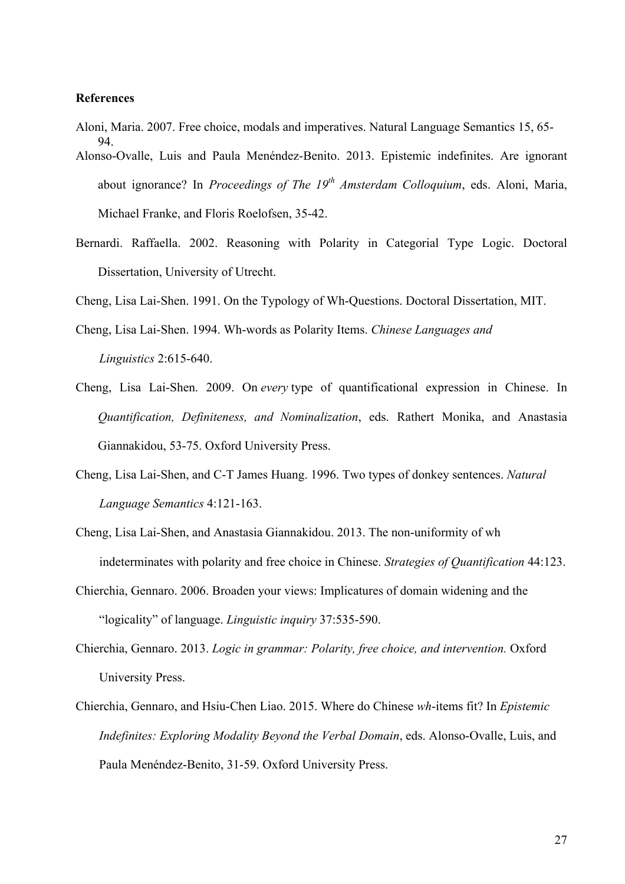**References**

Aloni, Maria. 2007. Free choice, modals and imperatives. Natural Language Semantics 15, 65-94.

Alonso-Ovalle, Luis and Paula Menéndez-Benito. 2013. Epistemic indefinites. Are ignorant about ignorance? In *Proceedings of The 19th Amsterdam Colloquium*, eds. Aloni, Maria, Michael Franke, and Floris Roelofsen, 35-42.

Bernardi. Raffaella. 2002. Reasoning with Polarity in Categorial Type Logic. Doctoral Dissertation, University of Utrecht.

Cheng, Lisa Lai-Shen. 1991. On the Typology of Wh-Questions. Doctoral Dissertation, MIT.

Cheng, Lisa Lai-Shen. 1994. Wh-words as Polarity Items. *Chinese Languages and Linguistics* 2:615-640.

Cheng, Lisa Lai-Shen. 2009. On *every* type of quantificational expression in Chinese. In *Quantification, Definiteness, and Nominalization*, eds. Rathert Monika, and Anastasia Giannakidou, 53-75. Oxford University Press.

Cheng, Lisa Lai-Shen, and C-T James Huang. 1996. Two types of donkey sentences. *Natural Language Semantics* 4:121-163.

Cheng, Lisa Lai-Shen, and Anastasia Giannakidou. 2013. The non-uniformity of wh indeterminates with polarity and free choice in Chinese. *Strategies of Quantification* 44:123.

Chierchia, Gennaro. 2006. Broaden your views: Implicatures of domain widening and the "logicality" of language. *Linguistic inquiry* 37:535-590.

Chierchia, Gennaro. 2013. *Logic in grammar: Polarity, free choice, and intervention.* Oxford University Press.

Chierchia, Gennaro, and Hsiu-Chen Liao. 2015. Where do Chinese *wh*-items fit? In *Epistemic Indefinites: Exploring Modality Beyond the Verbal Domain*, eds. Alonso-Ovalle, Luis, and Paula Menéndez-Benito, 31-59. Oxford University Press.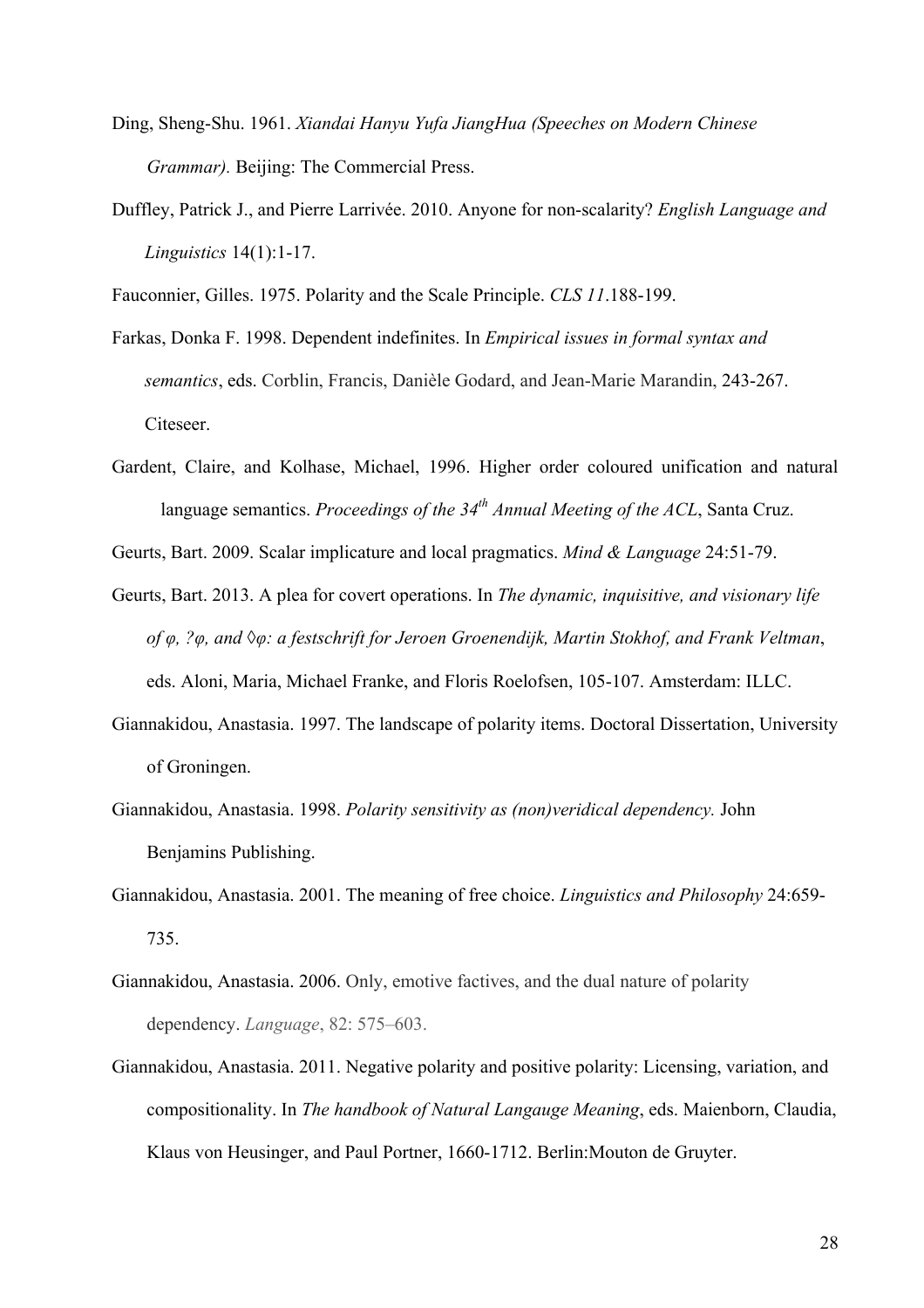Ding, Sheng-Shu. 1961. *Xiandai Hanyu Yufa JiangHua (Speeches on Modern Chinese Grammar).* Beijing: The Commercial Press.

Duffley, Patrick J., and Pierre Larrivée. 2010. Anyone for non-scalarity? *English Language and Linguistics* 14(1):1-17.

Fauconnier, Gilles. 1975. Polarity and the Scale Principle. *CLS 11*.188-199.

Farkas, Donka F. 1998. Dependent indefinites. In *Empirical issues in formal syntax and semantics*, eds. Corblin, Francis, Danièle Godard, and Jean-Marie Marandin, 243-267. Citeseer.

Gardent, Claire, and Kolhase, Michael, 1996. Higher order coloured unification and natural language semantics. *Proceedings of the 34th Annual Meeting of the ACL*, Santa Cruz.

Geurts, Bart. 2009. Scalar implicature and local pragmatics. *Mind & Language* 24:51-79.

Geurts, Bart. 2013. A plea for covert operations. In *The dynamic, inquisitive, and visionary life of φ, ?φ, and ◊φ: a festschrift for Jeroen Groenendijk, Martin Stokhof, and Frank Veltman*, eds. Aloni, Maria, Michael Franke, and Floris Roelofsen, 105-107. Amsterdam: ILLC.

Giannakidou, Anastasia. 1997. The landscape of polarity items. Doctoral Dissertation, University of Groningen.

Giannakidou, Anastasia. 1998. *Polarity sensitivity as (non)veridical dependency.* John Benjamins Publishing.

Giannakidou, Anastasia. 2001. The meaning of free choice. *Linguistics and Philosophy* 24:659-735.

Giannakidou, Anastasia. 2006. Only, emotive factives, and the dual nature of polarity dependency. *Language*, 82: 575–603.

Giannakidou, Anastasia. 2011. Negative polarity and positive polarity: Licensing, variation, and compositionality. In *The handbook of Natural Langauge Meaning*, eds. Maienborn, Claudia, Klaus von Heusinger, and Paul Portner, 1660-1712. Berlin:Mouton de Gruyter.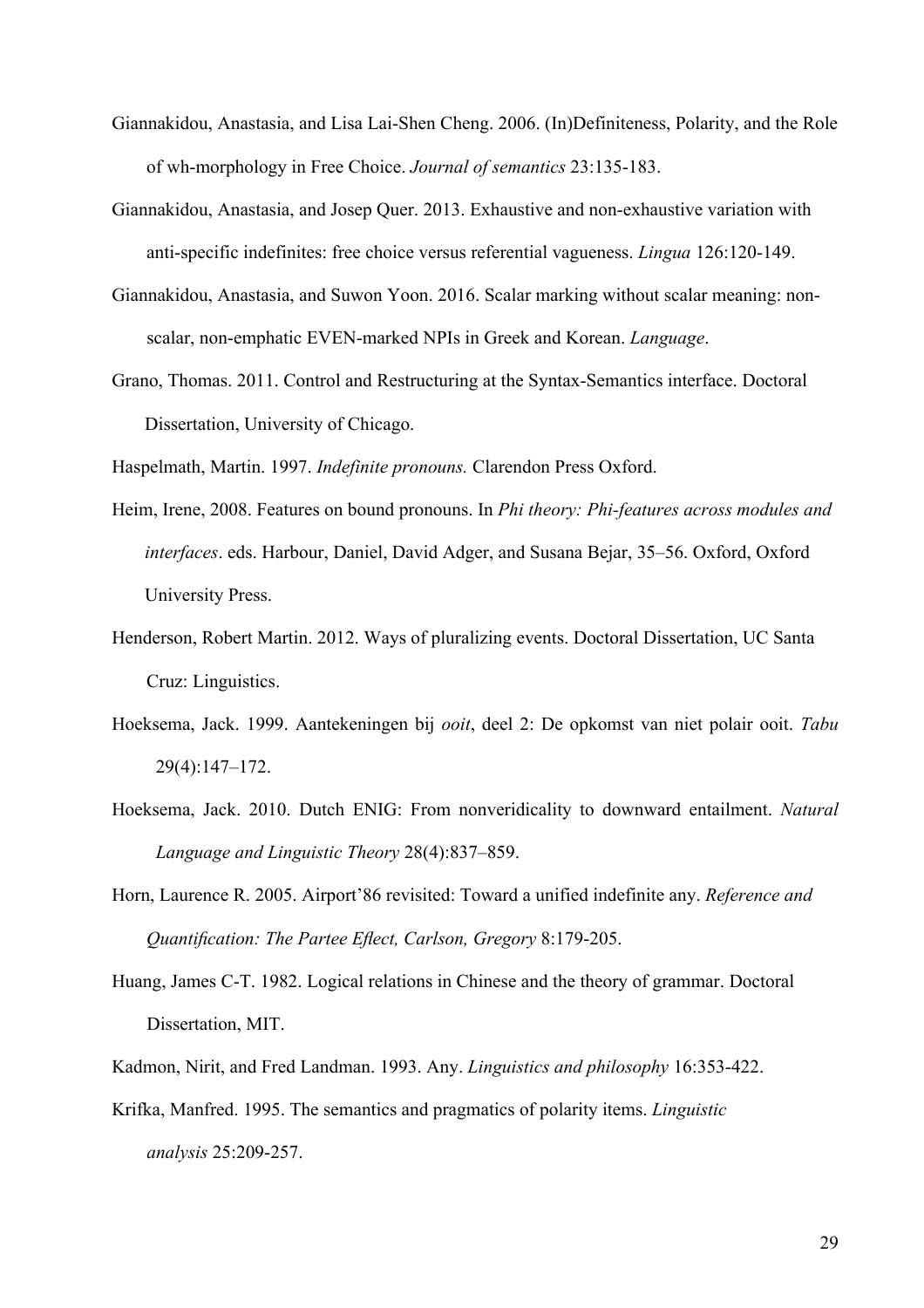Giannakidou, Anastasia, and Lisa Lai-Shen Cheng. 2006. (In)Definiteness, Polarity, and the Role of wh-morphology in Free Choice. *Journal of semantics* 23:135-183.

Giannakidou, Anastasia, and Josep Quer. 2013. Exhaustive and non-exhaustive variation with anti-specific indefinites: free choice versus referential vagueness. *Lingua* 126:120-149.

Giannakidou, Anastasia, and Suwon Yoon. 2016. Scalar marking without scalar meaning: non-scalar, non-emphatic EVEN-marked NPIs in Greek and Korean. *Language*.

Grano, Thomas. 2011. Control and Restructuring at the Syntax-Semantics interface. Doctoral Dissertation, University of Chicago.

Haspelmath, Martin. 1997. *Indefinite pronouns.* Clarendon Press Oxford.

Heim, Irene, 2008. Features on bound pronouns. In *Phi theory: Phi-features across modules and interfaces*. eds. Harbour, Daniel, David Adger, and Susana Bejar, 35–56. Oxford, Oxford University Press.

Henderson, Robert Martin. 2012. Ways of pluralizing events. Doctoral Dissertation, UC Santa Cruz: Linguistics.

Hoeksema, Jack. 1999. Aantekeningen bij *ooit*, deel 2: De opkomst van niet polair ooit. *Tabu* 29(4):147–172.

Hoeksema, Jack. 2010. Dutch ENIG: From nonveridicality to downward entailment. *Natural Language and Linguistic Theory* 28(4):837–859.

Horn, Laurence R. 2005. Airport'86 revisited: Toward a unified indefinite any. *Reference and Quantification: The Partee Eflect, Carlson, Gregory* 8:179-205.

Huang, James C-T. 1982. Logical relations in Chinese and the theory of grammar. Doctoral Dissertation, MIT.

Kadmon, Nirit, and Fred Landman. 1993. Any. *Linguistics and philosophy* 16:353-422.

Krifka, Manfred. 1995. The semantics and pragmatics of polarity items. *Linguistic analysis* 25:209-257.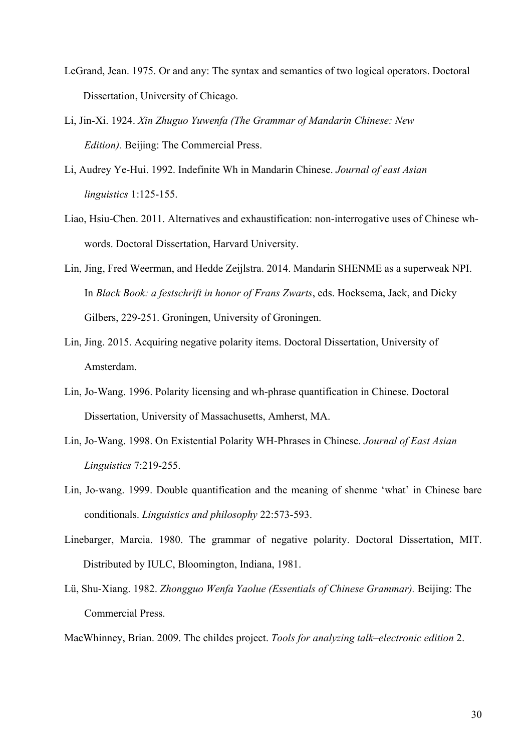LeGrand, Jean. 1975. Or and any: The syntax and semantics of two logical operators. Doctoral Dissertation, University of Chicago.

Li, Jin-Xi. 1924. *Xin Zhuguo Yuwenfa (The Grammar of Mandarin Chinese: New Edition).* Beijing: The Commercial Press.

Li, Audrey Ye-Hui. 1992. Indefinite Wh in Mandarin Chinese. *Journal of east Asian linguistics* 1:125-155.

Liao, Hsiu-Chen. 2011. Alternatives and exhaustification: non-interrogative uses of Chinese wh-words. Doctoral Dissertation, Harvard University.

Lin, Jing, Fred Weerman, and Hedde Zeijlstra. 2014. Mandarin SHENME as a superweak NPI. In *Black Book: a festschrift in honor of Frans Zwarts*, eds. Hoeksema, Jack, and Dicky Gilbers, 229-251. Groningen, University of Groningen.

Lin, Jing. 2015. Acquiring negative polarity items. Doctoral Dissertation, University of Amsterdam.

Lin, Jo-Wang. 1996. Polarity licensing and wh-phrase quantification in Chinese. Doctoral Dissertation, University of Massachusetts, Amherst, MA.

Lin, Jo-Wang. 1998. On Existential Polarity WH-Phrases in Chinese. *Journal of East Asian Linguistics* 7:219-255.

Lin, Jo-wang. 1999. Double quantification and the meaning of shenme 'what' in Chinese bare conditionals. *Linguistics and philosophy* 22:573-593.

Linebarger, Marcia. 1980. The grammar of negative polarity. Doctoral Dissertation, MIT. Distributed by IULC, Bloomington, Indiana, 1981.

Lü, Shu-Xiang. 1982. *Zhongguo Wenfa Yaolue (Essentials of Chinese Grammar).* Beijing: The Commercial Press.

MacWhinney, Brian. 2009. The childes project. *Tools for analyzing talk–electronic edition* 2.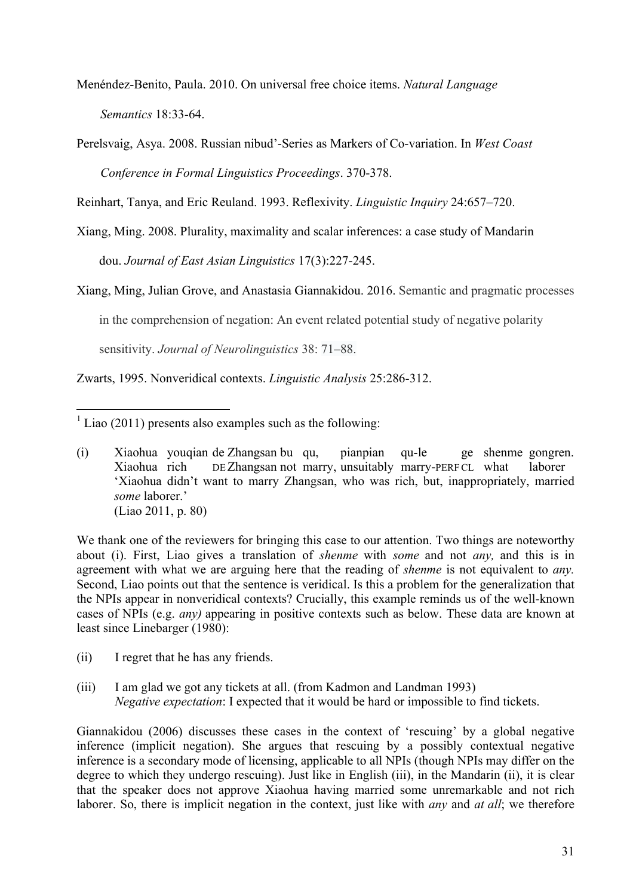Menéndez-Benito, Paula. 2010. On universal free choice items. *Natural Language Semantics* 18:33-64.

Perelsvaig, Asya. 2008. Russian nibud'-Series as Markers of Co-variation. In *West Coast Conference in Formal Linguistics Proceedings*. 370-378.

Reinhart, Tanya, and Eric Reuland. 1993. Reflexivity. *Linguistic Inquiry* 24:657–720.

Xiang, Ming. 2008. Plurality, maximality and scalar inferences: a case study of Mandarin dou. *Journal of East Asian Linguistics* 17(3):227-245.

Xiang, Ming, Julian Grove, and Anastasia Giannakidou. 2016. Semantic and pragmatic processes in the comprehension of negation: An event related potential study of negative polarity sensitivity. *Journal of Neurolinguistics* 38: 71–88.

Zwarts, 1995. Nonveridical contexts. *Linguistic Analysis* 25:286-312.

---

[1] Liao (2011) presents also examples such as the following:

(i) Xiaohua youqian de Zhangsan bu qu, pianpian qu-le ge shenme gongren.
Xiaohua rich DE Zhangsan not marry, unsuitably marry-PERF CL what laborer
'Xiaohua didn't want to marry Zhangsan, who was rich, but, inappropriately, married *some* laborer.'
(Liao 2011, p. 80)

We thank one of the reviewers for bringing this case to our attention. Two things are noteworthy about (i). First, Liao gives a translation of *shenme* with *some* and not *any,* and this is in agreement with what we are arguing here that the reading of *shenme* is not equivalent to *any.* Second, Liao points out that the sentence is veridical. Is this a problem for the generalization that the NPIs appear in nonveridical contexts? Crucially, this example reminds us of the well-known cases of NPIs (e.g. *any)* appearing in positive contexts such as below. These data are known at least since Linebarger (1980):

(ii) I regret that he has any friends.

(iii) I am glad we got any tickets at all. (from Kadmon and Landman 1993)
*Negative expectation*: I expected that it would be hard or impossible to find tickets.

Giannakidou (2006) discusses these cases in the context of 'rescuing' by a global negative inference (implicit negation). She argues that rescuing by a possibly contextual negative inference is a secondary mode of licensing, applicable to all NPIs (though NPIs may differ on the degree to which they undergo rescuing). Just like in English (iii), in the Mandarin (ii), it is clear that the speaker does not approve Xiaohua having married some unremarkable and not rich laborer. So, there is implicit negation in the context, just like with *any* and *at all*; we therefore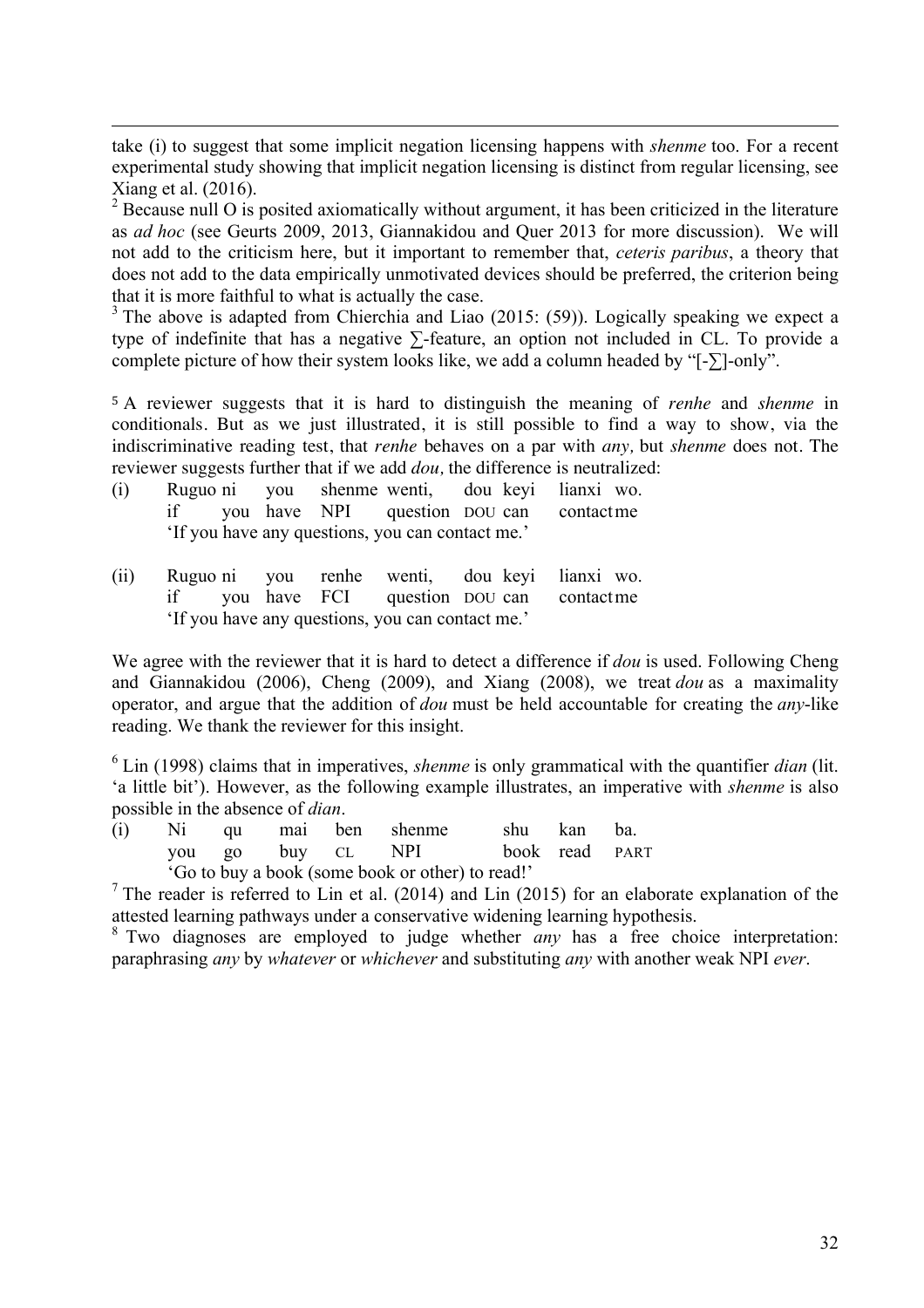take (i) to suggest that some implicit negation licensing happens with *shenme* too. For a recent experimental study showing that implicit negation licensing is distinct from regular licensing, see Xiang et al. (2016).

[2] Because null O is posited axiomatically without argument, it has been criticized in the literature as *ad hoc* (see Geurts 2009, 2013, Giannakidou and Quer 2013 for more discussion). We will not add to the criticism here, but it important to remember that, *ceteris paribus*, a theory that does not add to the data empirically unmotivated devices should be preferred, the criterion being that it is more faithful to what is actually the case.

[3] The above is adapted from Chierchia and Liao (2015: (59)). Logically speaking we expect a type of indefinite that has a negative ∑-feature, an option not included in CL. To provide a complete picture of how their system looks like, we add a column headed by "[-∑]-only".

[5] A reviewer suggests that it is hard to distinguish the meaning of *renhe* and *shenme* in conditionals. But as we just illustrated, it is still possible to find a way to show, via the indiscriminative reading test, that *renhe* behaves on a par with *any*, but *shenme* does not. The reviewer suggests further that if we add *dou,* the difference is neutralized:

(i) Ruguo ni you shenme wenti, dou keyi lianxi wo.
 if you have NPI question DOU can contact me
 'If you have any questions, you can contact me.'

(ii) Ruguo ni you renhe wenti, dou keyi lianxi wo.
 if you have FCI question DOU can contact me
 'If you have any questions, you can contact me.'

We agree with the reviewer that it is hard to detect a difference if *dou* is used. Following Cheng and Giannakidou (2006), Cheng (2009), and Xiang (2008), we treat *dou* as a maximality operator, and argue that the addition of *dou* must be held accountable for creating the *any*-like reading. We thank the reviewer for this insight.

[6] Lin (1998) claims that in imperatives, *shenme* is only grammatical with the quantifier *dian* (lit. 'a little bit'). However, as the following example illustrates, an imperative with *shenme* is also possible in the absence of *dian*.

(i) Ni qu mai ben shenme shu kan ba.
 you go buy CL NPI book read PART
 'Go to buy a book (some book or other) to read!'

[7] The reader is referred to Lin et al. (2014) and Lin (2015) for an elaborate explanation of the attested learning pathways under a conservative widening learning hypothesis.

[8] Two diagnoses are employed to judge whether *any* has a free choice interpretation: paraphrasing *any* by *whatever* or *whichever* and substituting *any* with another weak NPI *ever*.